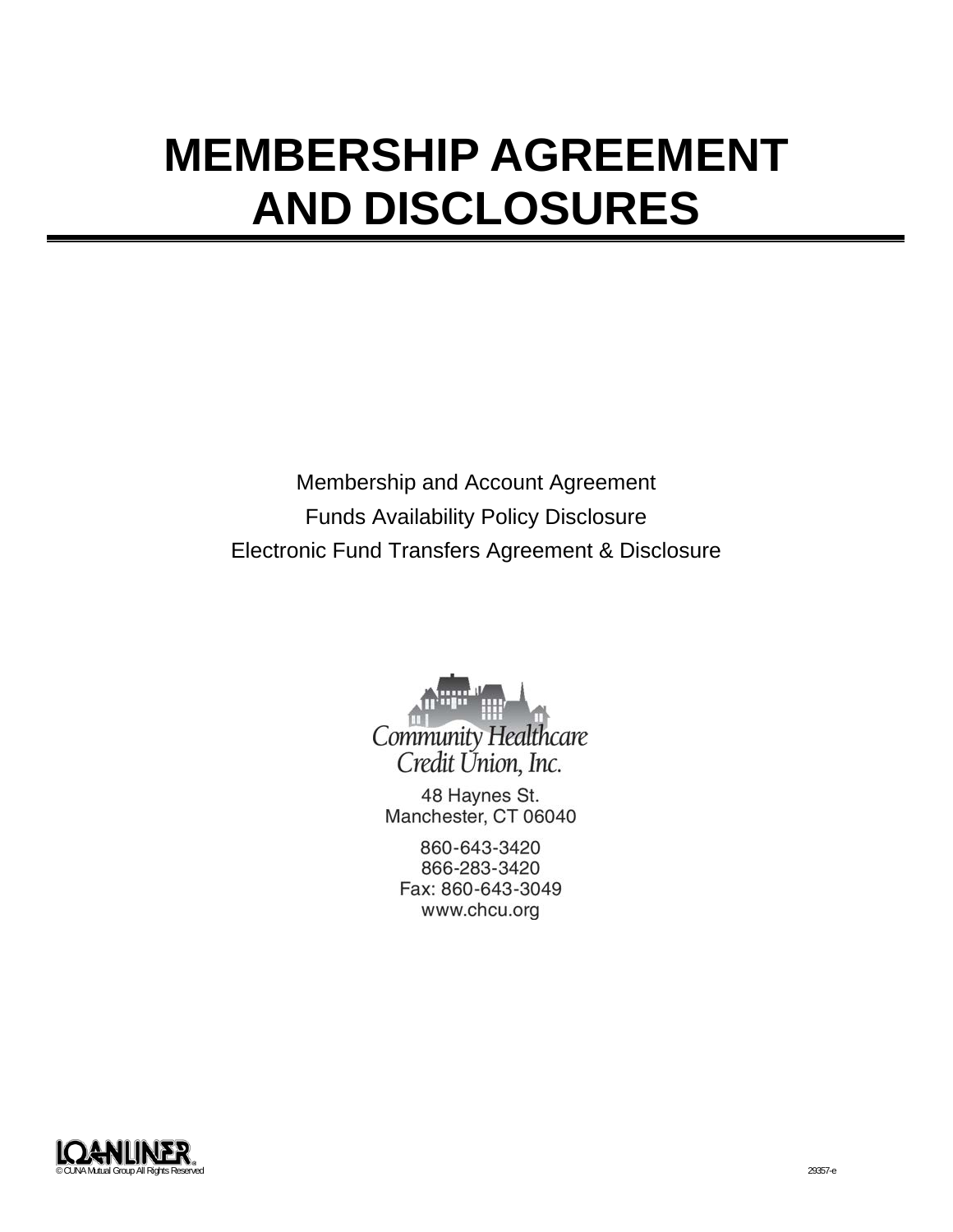# MEMBERSHIP AGREEMENT AND DISCLOSURES

Membership and Account Agreement

Funds Availability Policy Disclosure

Electronic Fund Transfers Agreement & Disclosure

Community Healthcare
Credit Union, Inc.

48 Haynes St.
Manchester, CT 06040

860-643-3420
866-283-3420
Fax: 860-643-3049
www.chcu.org

LOANLINER®
© CUNA Mutual Group All Rights Reserved

29357-e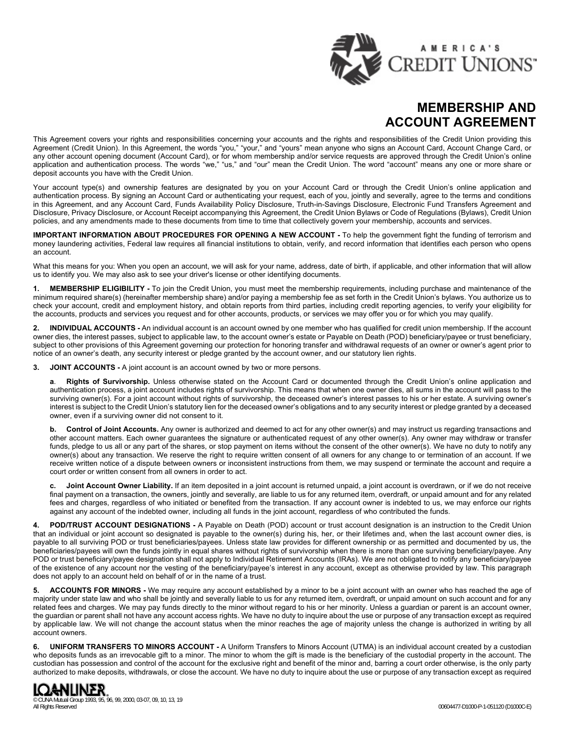# MEMBERSHIP AND ACCOUNT AGREEMENT

This Agreement covers your rights and responsibilities concerning your accounts and the rights and responsibilities of the Credit Union providing this Agreement (Credit Union). In this Agreement, the words "you," "your," and "yours" mean anyone who signs an Account Card, Account Change Card, or any other account opening document (Account Card), or for whom membership and/or service requests are approved through the Credit Union's online application and authentication process. The words "we," "us," and "our" mean the Credit Union. The word "account" means any one or more share or deposit accounts you have with the Credit Union.

Your account type(s) and ownership features are designated by you on your Account Card or through the Credit Union's online application and authentication process. By signing an Account Card or authenticating your request, each of you, jointly and severally, agree to the terms and conditions in this Agreement, and any Account Card, Funds Availability Policy Disclosure, Truth-in-Savings Disclosure, Electronic Fund Transfers Agreement and Disclosure, Privacy Disclosure, or Account Receipt accompanying this Agreement, the Credit Union Bylaws or Code of Regulations (Bylaws), Credit Union policies, and any amendments made to these documents from time to time that collectively govern your membership, accounts and services.

**IMPORTANT INFORMATION ABOUT PROCEDURES FOR OPENING A NEW ACCOUNT -** To help the government fight the funding of terrorism and money laundering activities, Federal law requires all financial institutions to obtain, verify, and record information that identifies each person who opens an account.

What this means for you: When you open an account, we will ask for your name, address, date of birth, if applicable, and other information that will allow us to identify you. We may also ask to see your driver's license or other identifying documents.

**1. MEMBERSHIP ELIGIBILITY -** To join the Credit Union, you must meet the membership requirements, including purchase and maintenance of the minimum required share(s) (hereinafter membership share) and/or paying a membership fee as set forth in the Credit Union's bylaws. You authorize us to check your account, credit and employment history, and obtain reports from third parties, including credit reporting agencies, to verify your eligibility for the accounts, products and services you request and for other accounts, products, or services we may offer you or for which you may qualify.

**2. INDIVIDUAL ACCOUNTS -** An individual account is an account owned by one member who has qualified for credit union membership. If the account owner dies, the interest passes, subject to applicable law, to the account owner's estate or Payable on Death (POD) beneficiary/payee or trust beneficiary, subject to other provisions of this Agreement governing our protection for honoring transfer and withdrawal requests of an owner or owner's agent prior to notice of an owner's death, any security interest or pledge granted by the account owner, and our statutory lien rights.

**3. JOINT ACCOUNTS -** A joint account is an account owned by two or more persons.

**a. Rights of Survivorship.** Unless otherwise stated on the Account Card or documented through the Credit Union's online application and authentication process, a joint account includes rights of survivorship. This means that when one owner dies, all sums in the account will pass to the surviving owner(s). For a joint account without rights of survivorship, the deceased owner's interest passes to his or her estate. A surviving owner's interest is subject to the Credit Union's statutory lien for the deceased owner's obligations and to any security interest or pledge granted by a deceased owner, even if a surviving owner did not consent to it.

**b. Control of Joint Accounts.** Any owner is authorized and deemed to act for any other owner(s) and may instruct us regarding transactions and other account matters. Each owner guarantees the signature or authenticated request of any other owner(s). Any owner may withdraw or transfer funds, pledge to us all or any part of the shares, or stop payment on items without the consent of the other owner(s). We have no duty to notify any owner(s) about any transaction. We reserve the right to require written consent of all owners for any change to or termination of an account. If we receive written notice of a dispute between owners or inconsistent instructions from them, we may suspend or terminate the account and require a court order or written consent from all owners in order to act.

**c. Joint Account Owner Liability.** If an item deposited in a joint account is returned unpaid, a joint account is overdrawn, or if we do not receive final payment on a transaction, the owners, jointly and severally, are liable to us for any returned item, overdraft, or unpaid amount and for any related fees and charges, regardless of who initiated or benefited from the transaction. If any account owner is indebted to us, we may enforce our rights against any account of the indebted owner, including all funds in the joint account, regardless of who contributed the funds.

**4. POD/TRUST ACCOUNT DESIGNATIONS -** A Payable on Death (POD) account or trust account designation is an instruction to the Credit Union that an individual or joint account so designated is payable to the owner(s) during his, her, or their lifetimes and, when the last account owner dies, is payable to all surviving POD or trust beneficiaries/payees. Unless state law provides for different ownership or as permitted and documented by us, the beneficiaries/payees will own the funds jointly in equal shares without rights of survivorship when there is more than one surviving beneficiary/payee. Any POD or trust beneficiary/payee designation shall not apply to Individual Retirement Accounts (IRAs). We are not obligated to notify any beneficiary/payee of the existence of any account nor the vesting of the beneficiary/payee's interest in any account, except as otherwise provided by law. This paragraph does not apply to an account held on behalf of or in the name of a trust.

**5. ACCOUNTS FOR MINORS -** We may require any account established by a minor to be a joint account with an owner who has reached the age of majority under state law and who shall be jointly and severally liable to us for any returned item, overdraft, or unpaid amount on such account and for any related fees and charges. We may pay funds directly to the minor without regard to his or her minority. Unless a guardian or parent is an account owner, the guardian or parent shall not have any account access rights. We have no duty to inquire about the use or purpose of any transaction except as required by applicable law. We will not change the account status when the minor reaches the age of majority unless the change is authorized in writing by all account owners.

**6. UNIFORM TRANSFERS TO MINORS ACCOUNT -** A Uniform Transfers to Minors Account (UTMA) is an individual account created by a custodian who deposits funds as an irrevocable gift to a minor. The minor to whom the gift is made is the beneficiary of the custodial property in the account. The custodian has possession and control of the account for the exclusive right and benefit of the minor and, barring a court order otherwise, is the only party authorized to make deposits, withdrawals, or close the account. We have no duty to inquire about the use or purpose of any transaction except as required

© CUNA Mutual Group 1993, 95, 96, 99, 2000, 03-07, 09, 10, 13, 19
All Rights Reserved

00604477-D1000-P-1-051120 (D1000C-E)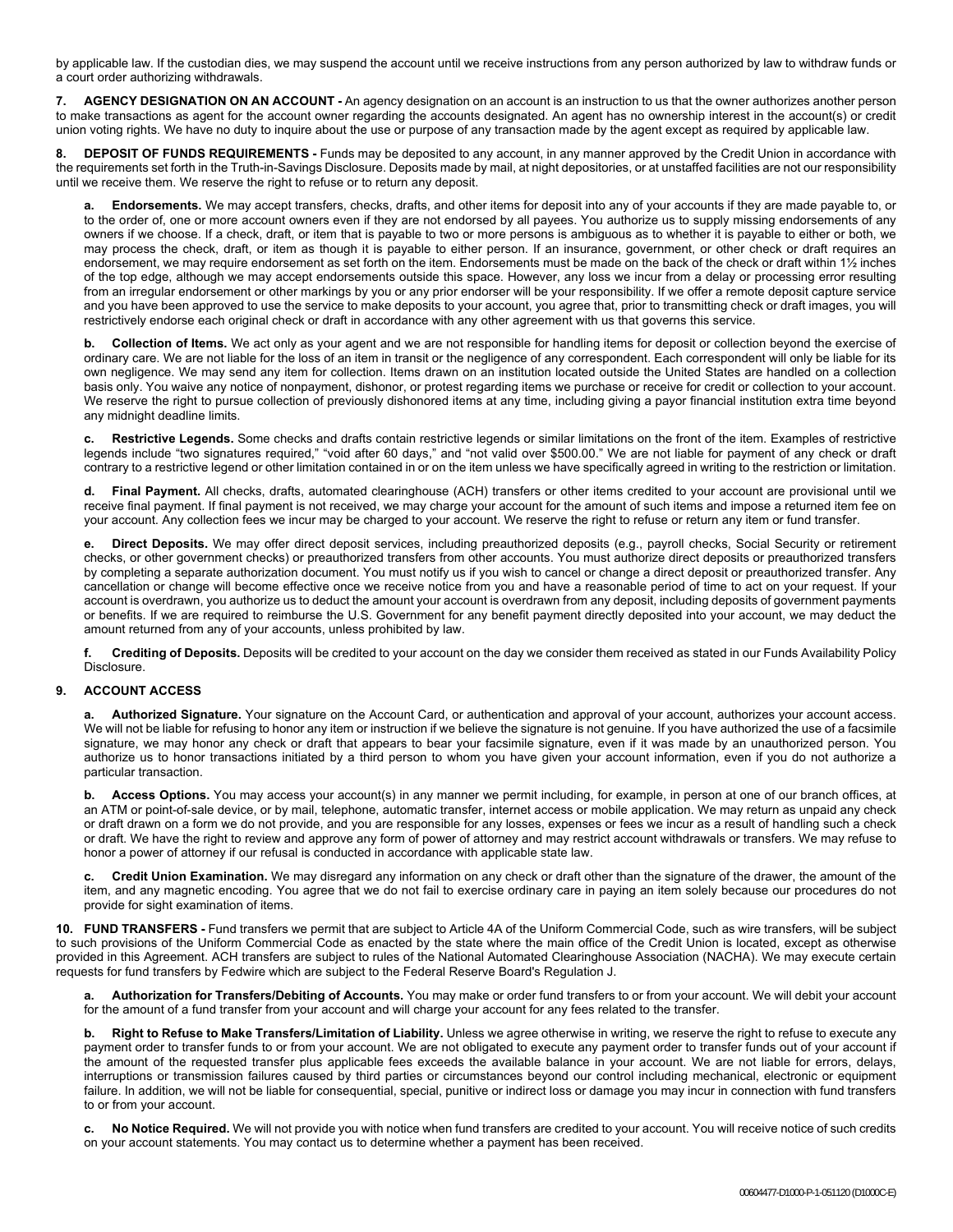by applicable law. If the custodian dies, we may suspend the account until we receive instructions from any person authorized by law to withdraw funds or a court order authorizing withdrawals.

**7. AGENCY DESIGNATION ON AN ACCOUNT -** An agency designation on an account is an instruction to us that the owner authorizes another person to make transactions as agent for the account owner regarding the accounts designated. An agent has no ownership interest in the account(s) or credit union voting rights. We have no duty to inquire about the use or purpose of any transaction made by the agent except as required by applicable law.

**8. DEPOSIT OF FUNDS REQUIREMENTS -** Funds may be deposited to any account, in any manner approved by the Credit Union in accordance with the requirements set forth in the Truth-in-Savings Disclosure. Deposits made by mail, at night depositories, or at unstaffed facilities are not our responsibility until we receive them. We reserve the right to refuse or to return any deposit.

**a. Endorsements.** We may accept transfers, checks, drafts, and other items for deposit into any of your accounts if they are made payable to, or to the order of, one or more account owners even if they are not endorsed by all payees. You authorize us to supply missing endorsements of any owners if we choose. If a check, draft, or item that is payable to two or more persons is ambiguous as to whether it is payable to either or both, we may process the check, draft, or item as though it is payable to either person. If an insurance, government, or other check or draft requires an endorsement, we may require endorsement as set forth on the item. Endorsements must be made on the back of the check or draft within 1½ inches of the top edge, although we may accept endorsements outside this space. However, any loss we incur from a delay or processing error resulting from an irregular endorsement or other markings by you or any prior endorser will be your responsibility. If we offer a remote deposit capture service and you have been approved to use the service to make deposits to your account, you agree that, prior to transmitting check or draft images, you will restrictively endorse each original check or draft in accordance with any other agreement with us that governs this service.

**b. Collection of Items.** We act only as your agent and we are not responsible for handling items for deposit or collection beyond the exercise of ordinary care. We are not liable for the loss of an item in transit or the negligence of any correspondent. Each correspondent will only be liable for its own negligence. We may send any item for collection. Items drawn on an institution located outside the United States are handled on a collection basis only. You waive any notice of nonpayment, dishonor, or protest regarding items we purchase or receive for credit or collection to your account. We reserve the right to pursue collection of previously dishonored items at any time, including giving a payor financial institution extra time beyond any midnight deadline limits.

**c. Restrictive Legends.** Some checks and drafts contain restrictive legends or similar limitations on the front of the item. Examples of restrictive legends include "two signatures required," "void after 60 days," and "not valid over $500.00." We are not liable for payment of any check or draft contrary to a restrictive legend or other limitation contained in or on the item unless we have specifically agreed in writing to the restriction or limitation.

**d. Final Payment.** All checks, drafts, automated clearinghouse (ACH) transfers or other items credited to your account are provisional until we receive final payment. If final payment is not received, we may charge your account for the amount of such items and impose a returned item fee on your account. Any collection fees we incur may be charged to your account. We reserve the right to refuse or return any item or fund transfer.

**e. Direct Deposits.** We may offer direct deposit services, including preauthorized deposits (e.g., payroll checks, Social Security or retirement checks, or other government checks) or preauthorized transfers from other accounts. You must authorize direct deposits or preauthorized transfers by completing a separate authorization document. You must notify us if you wish to cancel or change a direct deposit or preauthorized transfer. Any cancellation or change will become effective once we receive notice from you and have a reasonable period of time to act on your request. If your account is overdrawn, you authorize us to deduct the amount your account is overdrawn from any deposit, including deposits of government payments or benefits. If we are required to reimburse the U.S. Government for any benefit payment directly deposited into your account, we may deduct the amount returned from any of your accounts, unless prohibited by law.

**f. Crediting of Deposits.** Deposits will be credited to your account on the day we consider them received as stated in our Funds Availability Policy Disclosure.

**9. ACCOUNT ACCESS**

**a. Authorized Signature.** Your signature on the Account Card, or authentication and approval of your account, authorizes your account access. We will not be liable for refusing to honor any item or instruction if we believe the signature is not genuine. If you have authorized the use of a facsimile signature, we may honor any check or draft that appears to bear your facsimile signature, even if it was made by an unauthorized person. You authorize us to honor transactions initiated by a third person to whom you have given your account information, even if you do not authorize a particular transaction.

**b. Access Options.** You may access your account(s) in any manner we permit including, for example, in person at one of our branch offices, at an ATM or point-of-sale device, or by mail, telephone, automatic transfer, internet access or mobile application. We may return as unpaid any check or draft drawn on a form we do not provide, and you are responsible for any losses, expenses or fees we incur as a result of handling such a check or draft. We have the right to review and approve any form of power of attorney and may restrict account withdrawals or transfers. We may refuse to honor a power of attorney if our refusal is conducted in accordance with applicable state law.

**c. Credit Union Examination.** We may disregard any information on any check or draft other than the signature of the drawer, the amount of the item, and any magnetic encoding. You agree that we do not fail to exercise ordinary care in paying an item solely because our procedures do not provide for sight examination of items.

**10. FUND TRANSFERS -** Fund transfers we permit that are subject to Article 4A of the Uniform Commercial Code, such as wire transfers, will be subject to such provisions of the Uniform Commercial Code as enacted by the state where the main office of the Credit Union is located, except as otherwise provided in this Agreement. ACH transfers are subject to rules of the National Automated Clearinghouse Association (NACHA). We may execute certain requests for fund transfers by Fedwire which are subject to the Federal Reserve Board's Regulation J.

**a. Authorization for Transfers/Debiting of Accounts.** You may make or order fund transfers to or from your account. We will debit your account for the amount of a fund transfer from your account and will charge your account for any fees related to the transfer.

**b. Right to Refuse to Make Transfers/Limitation of Liability.** Unless we agree otherwise in writing, we reserve the right to refuse to execute any payment order to transfer funds to or from your account. We are not obligated to execute any payment order to transfer funds out of your account if the amount of the requested transfer plus applicable fees exceeds the available balance in your account. We are not liable for errors, delays, interruptions or transmission failures caused by third parties or circumstances beyond our control including mechanical, electronic or equipment failure. In addition, we will not be liable for consequential, special, punitive or indirect loss or damage you may incur in connection with fund transfers to or from your account.

**c. No Notice Required.** We will not provide you with notice when fund transfers are credited to your account. You will receive notice of such credits on your account statements. You may contact us to determine whether a payment has been received.

00604477-D1000-P-1-051120 (D1000C-E)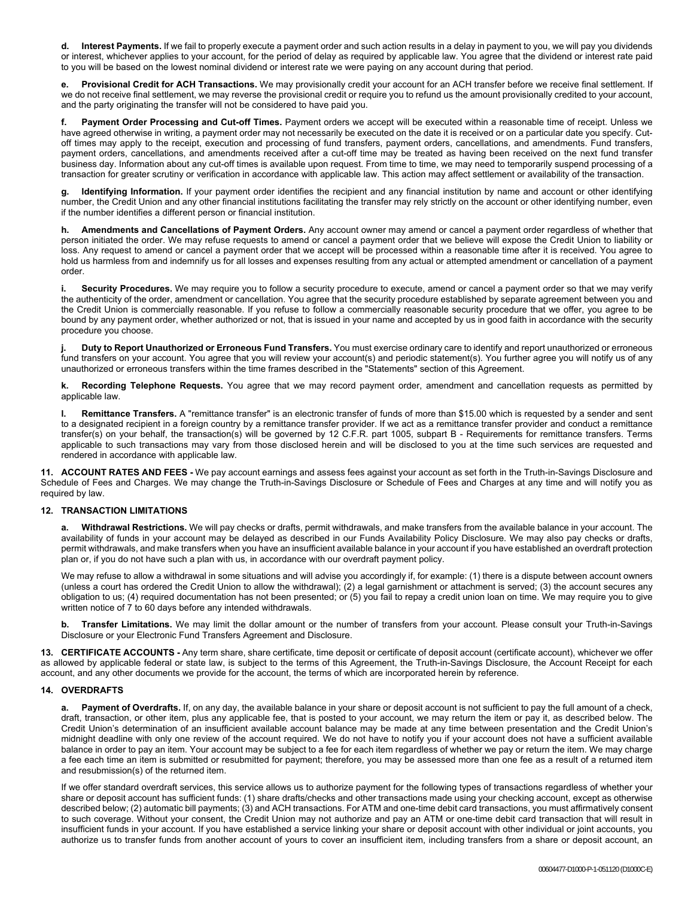**d. Interest Payments.** If we fail to properly execute a payment order and such action results in a delay in payment to you, we will pay you dividends or interest, whichever applies to your account, for the period of delay as required by applicable law. You agree that the dividend or interest rate paid to you will be based on the lowest nominal dividend or interest rate we were paying on any account during that period.

**e. Provisional Credit for ACH Transactions.** We may provisionally credit your account for an ACH transfer before we receive final settlement. If we do not receive final settlement, we may reverse the provisional credit or require you to refund us the amount provisionally credited to your account, and the party originating the transfer will not be considered to have paid you.

**f. Payment Order Processing and Cut-off Times.** Payment orders we accept will be executed within a reasonable time of receipt. Unless we have agreed otherwise in writing, a payment order may not necessarily be executed on the date it is received or on a particular date you specify. Cut-off times may apply to the receipt, execution and processing of fund transfers, payment orders, cancellations, and amendments. Fund transfers, payment orders, cancellations, and amendments received after a cut-off time may be treated as having been received on the next fund transfer business day. Information about any cut-off times is available upon request. From time to time, we may need to temporarily suspend processing of a transaction for greater scrutiny or verification in accordance with applicable law. This action may affect settlement or availability of the transaction.

**g. Identifying Information.** If your payment order identifies the recipient and any financial institution by name and account or other identifying number, the Credit Union and any other financial institutions facilitating the transfer may rely strictly on the account or other identifying number, even if the number identifies a different person or financial institution.

**h. Amendments and Cancellations of Payment Orders.** Any account owner may amend or cancel a payment order regardless of whether that person initiated the order. We may refuse requests to amend or cancel a payment order that we believe will expose the Credit Union to liability or loss. Any request to amend or cancel a payment order that we accept will be processed within a reasonable time after it is received. You agree to hold us harmless from and indemnify us for all losses and expenses resulting from any actual or attempted amendment or cancellation of a payment order.

**i. Security Procedures.** We may require you to follow a security procedure to execute, amend or cancel a payment order so that we may verify the authenticity of the order, amendment or cancellation. You agree that the security procedure established by separate agreement between you and the Credit Union is commercially reasonable. If you refuse to follow a commercially reasonable security procedure that we offer, you agree to be bound by any payment order, whether authorized or not, that is issued in your name and accepted by us in good faith in accordance with the security procedure you choose.

**j. Duty to Report Unauthorized or Erroneous Fund Transfers.** You must exercise ordinary care to identify and report unauthorized or erroneous fund transfers on your account. You agree that you will review your account(s) and periodic statement(s). You further agree you will notify us of any unauthorized or erroneous transfers within the time frames described in the "Statements" section of this Agreement.

**k. Recording Telephone Requests.** You agree that we may record payment order, amendment and cancellation requests as permitted by applicable law.

**l. Remittance Transfers.** A "remittance transfer" is an electronic transfer of funds of more than $15.00 which is requested by a sender and sent to a designated recipient in a foreign country by a remittance transfer provider. If we act as a remittance transfer provider and conduct a remittance transfer(s) on your behalf, the transaction(s) will be governed by 12 C.F.R. part 1005, subpart B - Requirements for remittance transfers. Terms applicable to such transactions may vary from those disclosed herein and will be disclosed to you at the time such services are requested and rendered in accordance with applicable law.

**11. ACCOUNT RATES AND FEES -** We pay account earnings and assess fees against your account as set forth in the Truth-in-Savings Disclosure and Schedule of Fees and Charges. We may change the Truth-in-Savings Disclosure or Schedule of Fees and Charges at any time and will notify you as required by law.

## 12. TRANSACTION LIMITATIONS

**a. Withdrawal Restrictions.** We will pay checks or drafts, permit withdrawals, and make transfers from the available balance in your account. The availability of funds in your account may be delayed as described in our Funds Availability Policy Disclosure. We may also pay checks or drafts, permit withdrawals, and make transfers when you have an insufficient available balance in your account if you have established an overdraft protection plan or, if you do not have such a plan with us, in accordance with our overdraft payment policy.

We may refuse to allow a withdrawal in some situations and will advise you accordingly if, for example: (1) there is a dispute between account owners (unless a court has ordered the Credit Union to allow the withdrawal); (2) a legal garnishment or attachment is served; (3) the account secures any obligation to us; (4) required documentation has not been presented; or (5) you fail to repay a credit union loan on time. We may require you to give written notice of 7 to 60 days before any intended withdrawals.

**b. Transfer Limitations.** We may limit the dollar amount or the number of transfers from your account. Please consult your Truth-in-Savings Disclosure or your Electronic Fund Transfers Agreement and Disclosure.

**13. CERTIFICATE ACCOUNTS -** Any term share, share certificate, time deposit or certificate of deposit account (certificate account), whichever we offer as allowed by applicable federal or state law, is subject to the terms of this Agreement, the Truth-in-Savings Disclosure, the Account Receipt for each account, and any other documents we provide for the account, the terms of which are incorporated herein by reference.

## 14. OVERDRAFTS

**a. Payment of Overdrafts.** If, on any day, the available balance in your share or deposit account is not sufficient to pay the full amount of a check, draft, transaction, or other item, plus any applicable fee, that is posted to your account, we may return the item or pay it, as described below. The Credit Union's determination of an insufficient available account balance may be made at any time between presentation and the Credit Union's midnight deadline with only one review of the account required. We do not have to notify you if your account does not have a sufficient available balance in order to pay an item. Your account may be subject to a fee for each item regardless of whether we pay or return the item. We may charge a fee each time an item is submitted or resubmitted for payment; therefore, you may be assessed more than one fee as a result of a returned item and resubmission(s) of the returned item.

If we offer standard overdraft services, this service allows us to authorize payment for the following types of transactions regardless of whether your share or deposit account has sufficient funds: (1) share drafts/checks and other transactions made using your checking account, except as otherwise described below; (2) automatic bill payments; (3) and ACH transactions. For ATM and one-time debit card transactions, you must affirmatively consent to such coverage. Without your consent, the Credit Union may not authorize and pay an ATM or one-time debit card transaction that will result in insufficient funds in your account. If you have established a service linking your share or deposit account with other individual or joint accounts, you authorize us to transfer funds from another account of yours to cover an insufficient item, including transfers from a share or deposit account, an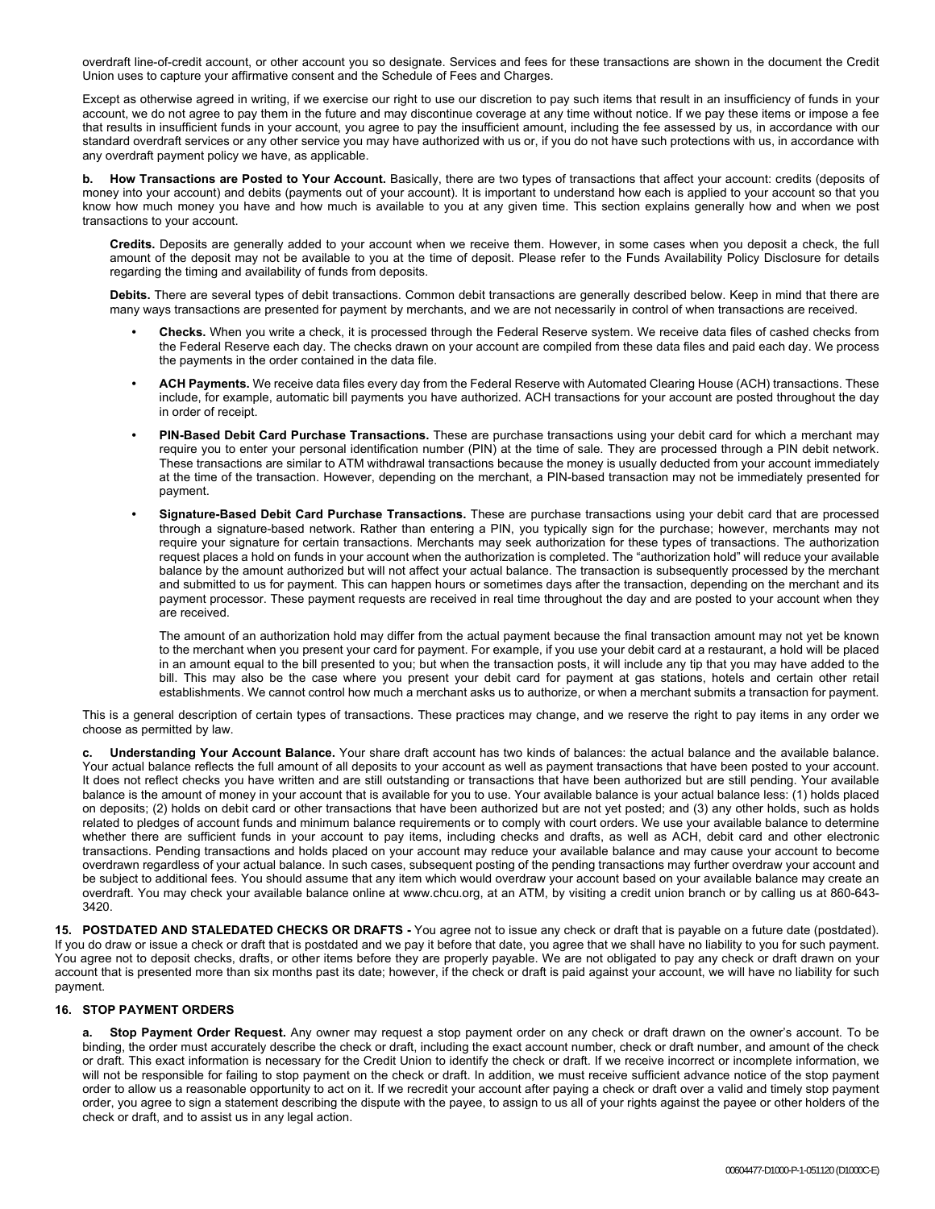overdraft line-of-credit account, or other account you so designate. Services and fees for these transactions are shown in the document the Credit Union uses to capture your affirmative consent and the Schedule of Fees and Charges.

Except as otherwise agreed in writing, if we exercise our right to use our discretion to pay such items that result in an insufficiency of funds in your account, we do not agree to pay them in the future and may discontinue coverage at any time without notice. If we pay these items or impose a fee that results in insufficient funds in your account, you agree to pay the insufficient amount, including the fee assessed by us, in accordance with our standard overdraft services or any other service you may have authorized with us or, if you do not have such protections with us, in accordance with any overdraft payment policy we have, as applicable.

**b. How Transactions are Posted to Your Account.** Basically, there are two types of transactions that affect your account: credits (deposits of money into your account) and debits (payments out of your account). It is important to understand how each is applied to your account so that you know how much money you have and how much is available to you at any given time. This section explains generally how and when we post transactions to your account.

**Credits.** Deposits are generally added to your account when we receive them. However, in some cases when you deposit a check, the full amount of the deposit may not be available to you at the time of deposit. Please refer to the Funds Availability Policy Disclosure for details regarding the timing and availability of funds from deposits.

**Debits.** There are several types of debit transactions. Common debit transactions are generally described below. Keep in mind that there are many ways transactions are presented for payment by merchants, and we are not necessarily in control of when transactions are received.

- **Checks.** When you write a check, it is processed through the Federal Reserve system. We receive data files of cashed checks from the Federal Reserve each day. The checks drawn on your account are compiled from these data files and paid each day. We process the payments in the order contained in the data file.
- **ACH Payments.** We receive data files every day from the Federal Reserve with Automated Clearing House (ACH) transactions. These include, for example, automatic bill payments you have authorized. ACH transactions for your account are posted throughout the day in order of receipt.
- **PIN-Based Debit Card Purchase Transactions.** These are purchase transactions using your debit card for which a merchant may require you to enter your personal identification number (PIN) at the time of sale. They are processed through a PIN debit network. These transactions are similar to ATM withdrawal transactions because the money is usually deducted from your account immediately at the time of the transaction. However, depending on the merchant, a PIN-based transaction may not be immediately presented for payment.
- **Signature-Based Debit Card Purchase Transactions.** These are purchase transactions using your debit card that are processed through a signature-based network. Rather than entering a PIN, you typically sign for the purchase; however, merchants may not require your signature for certain transactions. Merchants may seek authorization for these types of transactions. The authorization request places a hold on funds in your account when the authorization is completed. The "authorization hold" will reduce your available balance by the amount authorized but will not affect your actual balance. The transaction is subsequently processed by the merchant and submitted to us for payment. This can happen hours or sometimes days after the transaction, depending on the merchant and its payment processor. These payment requests are received in real time throughout the day and are posted to your account when they are received.

  The amount of an authorization hold may differ from the actual payment because the final transaction amount may not yet be known to the merchant when you present your card for payment. For example, if you use your debit card at a restaurant, a hold will be placed in an amount equal to the bill presented to you; but when the transaction posts, it will include any tip that you may have added to the bill. This may also be the case where you present your debit card for payment at gas stations, hotels and certain other retail establishments. We cannot control how much a merchant asks us to authorize, or when a merchant submits a transaction for payment.

This is a general description of certain types of transactions. These practices may change, and we reserve the right to pay items in any order we choose as permitted by law.

**c. Understanding Your Account Balance.** Your share draft account has two kinds of balances: the actual balance and the available balance. Your actual balance reflects the full amount of all deposits to your account as well as payment transactions that have been posted to your account. It does not reflect checks you have written and are still outstanding or transactions that have been authorized but are still pending. Your available balance is the amount of money in your account that is available for you to use. Your available balance is your actual balance less: (1) holds placed on deposits; (2) holds on debit card or other transactions that have been authorized but are not yet posted; and (3) any other holds, such as holds related to pledges of account funds and minimum balance requirements or to comply with court orders. We use your available balance to determine whether there are sufficient funds in your account to pay items, including checks and drafts, as well as ACH, debit card and other electronic transactions. Pending transactions and holds placed on your account may reduce your available balance and may cause your account to become overdrawn regardless of your actual balance. In such cases, subsequent posting of the pending transactions may further overdraw your account and be subject to additional fees. You should assume that any item which would overdraw your account based on your available balance may create an overdraft. You may check your available balance online at www.chcu.org, at an ATM, by visiting a credit union branch or by calling us at 860-643-3420.

**15. POSTDATED AND STALEDATED CHECKS OR DRAFTS -** You agree not to issue any check or draft that is payable on a future date (postdated). If you do draw or issue a check or draft that is postdated and we pay it before that date, you agree that we shall have no liability to you for such payment. You agree not to deposit checks, drafts, or other items before they are properly payable. We are not obligated to pay any check or draft drawn on your account that is presented more than six months past its date; however, if the check or draft is paid against your account, we will have no liability for such payment.

**16. STOP PAYMENT ORDERS**

**a. Stop Payment Order Request.** Any owner may request a stop payment order on any check or draft drawn on the owner's account. To be binding, the order must accurately describe the check or draft, including the exact account number, check or draft number, and amount of the check or draft. This exact information is necessary for the Credit Union to identify the check or draft. If we receive incorrect or incomplete information, we will not be responsible for failing to stop payment on the check or draft. In addition, we must receive sufficient advance notice of the stop payment order to allow us a reasonable opportunity to act on it. If we recredit your account after paying a check or draft over a valid and timely stop payment order, you agree to sign a statement describing the dispute with the payee, to assign to us all of your rights against the payee or other holders of the check or draft, and to assist us in any legal action.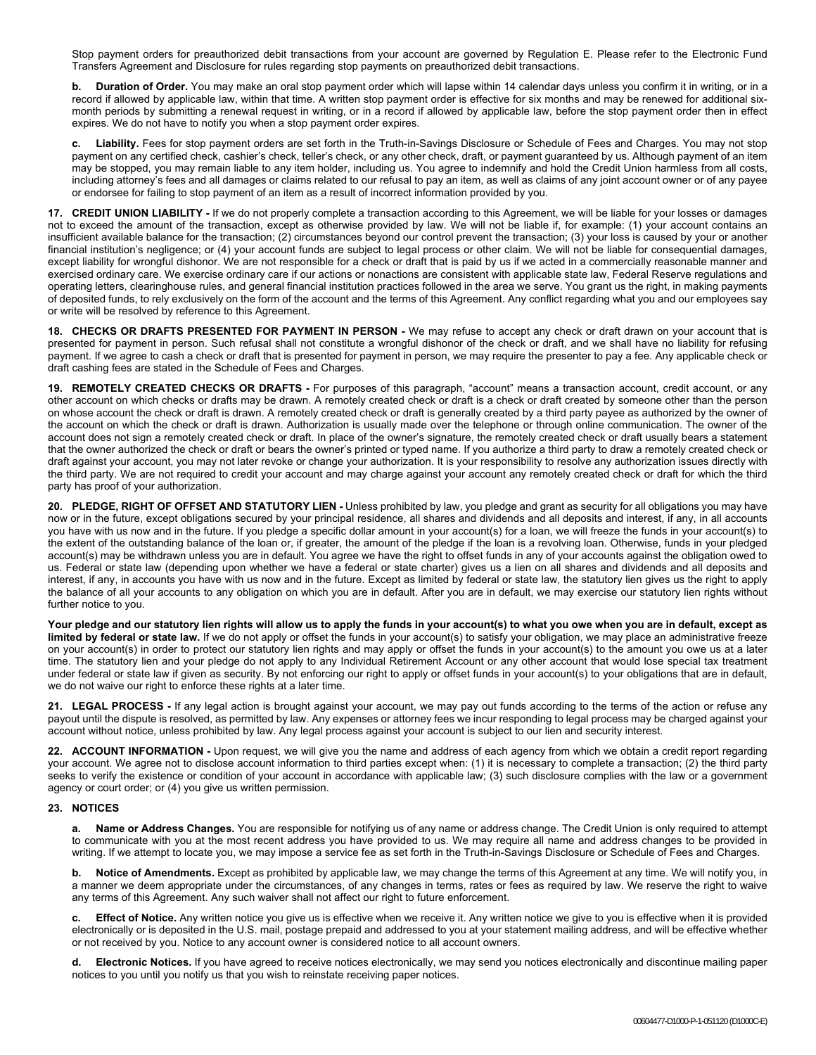Stop payment orders for preauthorized debit transactions from your account are governed by Regulation E. Please refer to the Electronic Fund Transfers Agreement and Disclosure for rules regarding stop payments on preauthorized debit transactions.

**b. Duration of Order.** You may make an oral stop payment order which will lapse within 14 calendar days unless you confirm it in writing, or in a record if allowed by applicable law, within that time. A written stop payment order is effective for six months and may be renewed for additional six-month periods by submitting a renewal request in writing, or in a record if allowed by applicable law, before the stop payment order then in effect expires. We do not have to notify you when a stop payment order expires.

**c. Liability.** Fees for stop payment orders are set forth in the Truth-in-Savings Disclosure or Schedule of Fees and Charges. You may not stop payment on any certified check, cashier's check, teller's check, or any other check, draft, or payment guaranteed by us. Although payment of an item may be stopped, you may remain liable to any item holder, including us. You agree to indemnify and hold the Credit Union harmless from all costs, including attorney's fees and all damages or claims related to our refusal to pay an item, as well as claims of any joint account owner or of any payee or endorsee for failing to stop payment of an item as a result of incorrect information provided by you.

**17. CREDIT UNION LIABILITY -** If we do not properly complete a transaction according to this Agreement, we will be liable for your losses or damages not to exceed the amount of the transaction, except as otherwise provided by law. We will not be liable if, for example: (1) your account contains an insufficient available balance for the transaction; (2) circumstances beyond our control prevent the transaction; (3) your loss is caused by your or another financial institution's negligence; or (4) your account funds are subject to legal process or other claim. We will not be liable for consequential damages, except liability for wrongful dishonor. We are not responsible for a check or draft that is paid by us if we acted in a commercially reasonable manner and exercised ordinary care. We exercise ordinary care if our actions or nonactions are consistent with applicable state law, Federal Reserve regulations and operating letters, clearinghouse rules, and general financial institution practices followed in the area we serve. You grant us the right, in making payments of deposited funds, to rely exclusively on the form of the account and the terms of this Agreement. Any conflict regarding what you and our employees say or write will be resolved by reference to this Agreement.

**18. CHECKS OR DRAFTS PRESENTED FOR PAYMENT IN PERSON -** We may refuse to accept any check or draft drawn on your account that is presented for payment in person. Such refusal shall not constitute a wrongful dishonor of the check or draft, and we shall have no liability for refusing payment. If we agree to cash a check or draft that is presented for payment in person, we may require the presenter to pay a fee. Any applicable check or draft cashing fees are stated in the Schedule of Fees and Charges.

**19. REMOTELY CREATED CHECKS OR DRAFTS -** For purposes of this paragraph, "account" means a transaction account, credit account, or any other account on which checks or drafts may be drawn. A remotely created check or draft is a check or draft created by someone other than the person on whose account the check or draft is drawn. A remotely created check or draft is generally created by a third party payee as authorized by the owner of the account on which the check or draft is drawn. Authorization is usually made over the telephone or through online communication. The owner of the account does not sign a remotely created check or draft. In place of the owner's signature, the remotely created check or draft usually bears a statement that the owner authorized the check or draft or bears the owner's printed or typed name. If you authorize a third party to draw a remotely created check or draft against your account, you may not later revoke or change your authorization. It is your responsibility to resolve any authorization issues directly with the third party. We are not required to credit your account and may charge against your account any remotely created check or draft for which the third party has proof of your authorization.

**20. PLEDGE, RIGHT OF OFFSET AND STATUTORY LIEN -** Unless prohibited by law, you pledge and grant as security for all obligations you may have now or in the future, except obligations secured by your principal residence, all shares and dividends and all deposits and interest, if any, in all accounts you have with us now and in the future. If you pledge a specific dollar amount in your account(s) for a loan, we will freeze the funds in your account(s) to the extent of the outstanding balance of the loan or, if greater, the amount of the pledge if the loan is a revolving loan. Otherwise, funds in your pledged account(s) may be withdrawn unless you are in default. You agree we have the right to offset funds in any of your accounts against the obligation owed to us. Federal or state law (depending upon whether we have a federal or state charter) gives us a lien on all shares and dividends and all deposits and interest, if any, in accounts you have with us now and in the future. Except as limited by federal or state law, the statutory lien gives us the right to apply the balance of all your accounts to any obligation on which you are in default. After you are in default, we may exercise our statutory lien rights without further notice to you.

**Your pledge and our statutory lien rights will allow us to apply the funds in your account(s) to what you owe when you are in default, except as limited by federal or state law.** If we do not apply or offset the funds in your account(s) to satisfy your obligation, we may place an administrative freeze on your account(s) in order to protect our statutory lien rights and may apply or offset the funds in your account(s) to the amount you owe us at a later time. The statutory lien and your pledge do not apply to any Individual Retirement Account or any other account that would lose special tax treatment under federal or state law if given as security. By not enforcing our right to apply or offset funds in your account(s) to your obligations that are in default, we do not waive our right to enforce these rights at a later time.

**21. LEGAL PROCESS -** If any legal action is brought against your account, we may pay out funds according to the terms of the action or refuse any payout until the dispute is resolved, as permitted by law. Any expenses or attorney fees we incur responding to legal process may be charged against your account without notice, unless prohibited by law. Any legal process against your account is subject to our lien and security interest.

**22. ACCOUNT INFORMATION -** Upon request, we will give you the name and address of each agency from which we obtain a credit report regarding your account. We agree not to disclose account information to third parties except when: (1) it is necessary to complete a transaction; (2) the third party seeks to verify the existence or condition of your account in accordance with applicable law; (3) such disclosure complies with the law or a government agency or court order; or (4) you give us written permission.

**23. NOTICES**

**a. Name or Address Changes.** You are responsible for notifying us of any name or address change. The Credit Union is only required to attempt to communicate with you at the most recent address you have provided to us. We may require all name and address changes to be provided in writing. If we attempt to locate you, we may impose a service fee as set forth in the Truth-in-Savings Disclosure or Schedule of Fees and Charges.

**b. Notice of Amendments.** Except as prohibited by applicable law, we may change the terms of this Agreement at any time. We will notify you, in a manner we deem appropriate under the circumstances, of any changes in terms, rates or fees as required by law. We reserve the right to waive any terms of this Agreement. Any such waiver shall not affect our right to future enforcement.

**c. Effect of Notice.** Any written notice you give us is effective when we receive it. Any written notice we give to you is effective when it is provided electronically or is deposited in the U.S. mail, postage prepaid and addressed to you at your statement mailing address, and will be effective whether or not received by you. Notice to any account owner is considered notice to all account owners.

**d. Electronic Notices.** If you have agreed to receive notices electronically, we may send you notices electronically and discontinue mailing paper notices to you until you notify us that you wish to reinstate receiving paper notices.

00604477-D1000-P-1-051120 (D1000C-E)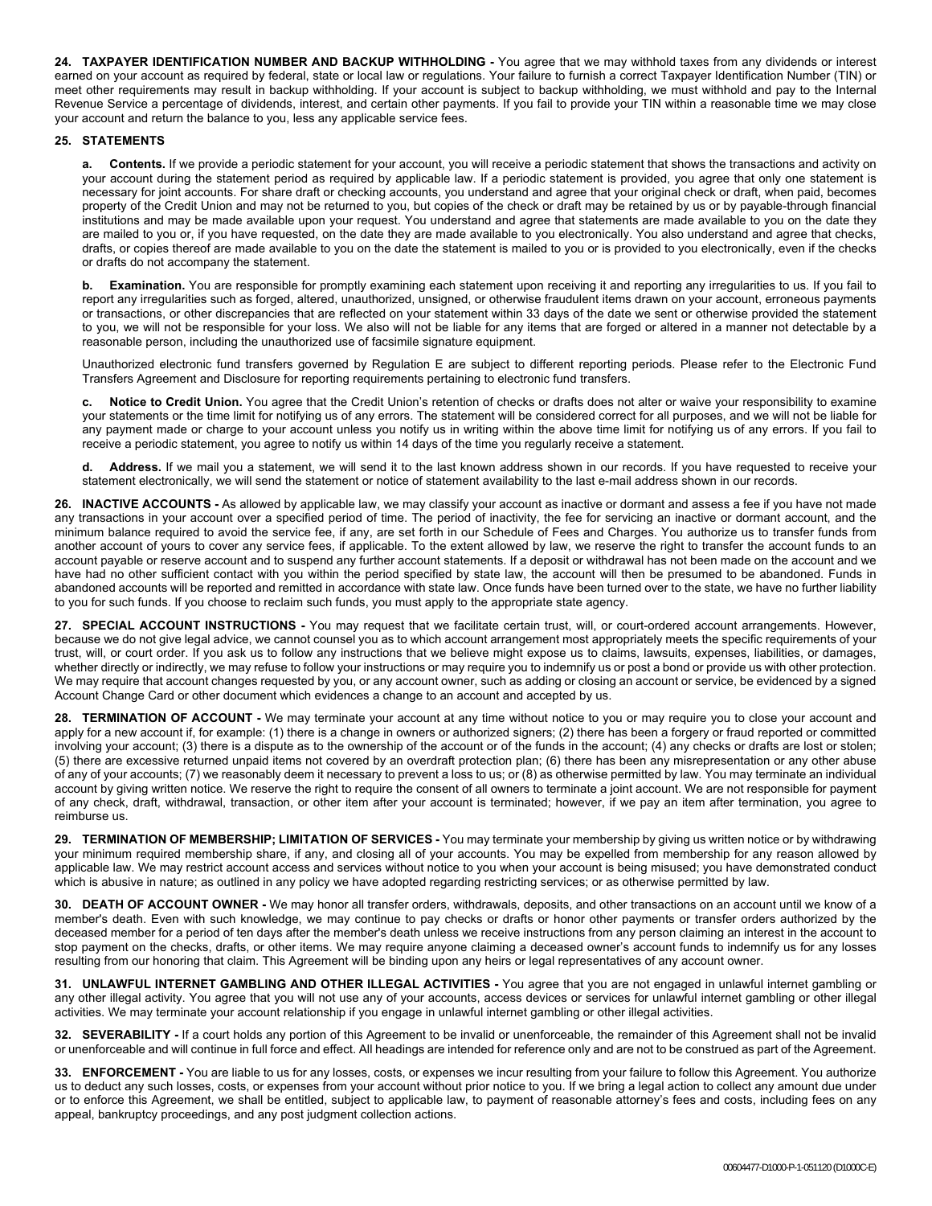**24. TAXPAYER IDENTIFICATION NUMBER AND BACKUP WITHHOLDING -** You agree that we may withhold taxes from any dividends or interest earned on your account as required by federal, state or local law or regulations. Your failure to furnish a correct Taxpayer Identification Number (TIN) or meet other requirements may result in backup withholding. If your account is subject to backup withholding, we must withhold and pay to the Internal Revenue Service a percentage of dividends, interest, and certain other payments. If you fail to provide your TIN within a reasonable time we may close your account and return the balance to you, less any applicable service fees.

**25. STATEMENTS**

**a. Contents.** If we provide a periodic statement for your account, you will receive a periodic statement that shows the transactions and activity on your account during the statement period as required by applicable law. If a periodic statement is provided, you agree that only one statement is necessary for joint accounts. For share draft or checking accounts, you understand and agree that your original check or draft, when paid, becomes property of the Credit Union and may not be returned to you, but copies of the check or draft may be retained by us or by payable-through financial institutions and may be made available upon your request. You understand and agree that statements are made available to you on the date they are mailed to you or, if you have requested, on the date they are made available to you electronically. You also understand and agree that checks, drafts, or copies thereof are made available to you on the date the statement is mailed to you or is provided to you electronically, even if the checks or drafts do not accompany the statement.

**b. Examination.** You are responsible for promptly examining each statement upon receiving it and reporting any irregularities to us. If you fail to report any irregularities such as forged, altered, unauthorized, unsigned, or otherwise fraudulent items drawn on your account, erroneous payments or transactions, or other discrepancies that are reflected on your statement within 33 days of the date we sent or otherwise provided the statement to you, we will not be responsible for your loss. We also will not be liable for any items that are forged or altered in a manner not detectable by a reasonable person, including the unauthorized use of facsimile signature equipment.

Unauthorized electronic fund transfers governed by Regulation E are subject to different reporting periods. Please refer to the Electronic Fund Transfers Agreement and Disclosure for reporting requirements pertaining to electronic fund transfers.

**c. Notice to Credit Union.** You agree that the Credit Union's retention of checks or drafts does not alter or waive your responsibility to examine your statements or the time limit for notifying us of any errors. The statement will be considered correct for all purposes, and we will not be liable for any payment made or charge to your account unless you notify us in writing within the above time limit for notifying us of any errors. If you fail to receive a periodic statement, you agree to notify us within 14 days of the time you regularly receive a statement.

**d. Address.** If we mail you a statement, we will send it to the last known address shown in our records. If you have requested to receive your statement electronically, we will send the statement or notice of statement availability to the last e-mail address shown in our records.

**26. INACTIVE ACCOUNTS -** As allowed by applicable law, we may classify your account as inactive or dormant and assess a fee if you have not made any transactions in your account over a specified period of time. The period of inactivity, the fee for servicing an inactive or dormant account, and the minimum balance required to avoid the service fee, if any, are set forth in our Schedule of Fees and Charges. You authorize us to transfer funds from another account of yours to cover any service fees, if applicable. To the extent allowed by law, we reserve the right to transfer the account funds to an account payable or reserve account and to suspend any further account statements. If a deposit or withdrawal has not been made on the account and we have had no other sufficient contact with you within the period specified by state law, the account will then be presumed to be abandoned. Funds in abandoned accounts will be reported and remitted in accordance with state law. Once funds have been turned over to the state, we have no further liability to you for such funds. If you choose to reclaim such funds, you must apply to the appropriate state agency.

**27. SPECIAL ACCOUNT INSTRUCTIONS -** You may request that we facilitate certain trust, will, or court-ordered account arrangements. However, because we do not give legal advice, we cannot counsel you as to which account arrangement most appropriately meets the specific requirements of your trust, will, or court order. If you ask us to follow any instructions that we believe might expose us to claims, lawsuits, expenses, liabilities, or damages, whether directly or indirectly, we may refuse to follow your instructions or may require you to indemnify us or post a bond or provide us with other protection. We may require that account changes requested by you, or any account owner, such as adding or closing an account or service, be evidenced by a signed Account Change Card or other document which evidences a change to an account and accepted by us.

**28. TERMINATION OF ACCOUNT -** We may terminate your account at any time without notice to you or may require you to close your account and apply for a new account if, for example: (1) there is a change in owners or authorized signers; (2) there has been a forgery or fraud reported or committed involving your account; (3) there is a dispute as to the ownership of the account or of the funds in the account; (4) any checks or drafts are lost or stolen; (5) there are excessive returned unpaid items not covered by an overdraft protection plan; (6) there has been any misrepresentation or any other abuse of any of your accounts; (7) we reasonably deem it necessary to prevent a loss to us; or (8) as otherwise permitted by law. You may terminate an individual account by giving written notice. We reserve the right to require the consent of all owners to terminate a joint account. We are not responsible for payment of any check, draft, withdrawal, transaction, or other item after your account is terminated; however, if we pay an item after termination, you agree to reimburse us.

**29. TERMINATION OF MEMBERSHIP; LIMITATION OF SERVICES -** You may terminate your membership by giving us written notice or by withdrawing your minimum required membership share, if any, and closing all of your accounts. You may be expelled from membership for any reason allowed by applicable law. We may restrict account access and services without notice to you when your account is being misused; you have demonstrated conduct which is abusive in nature; as outlined in any policy we have adopted regarding restricting services; or as otherwise permitted by law.

**30. DEATH OF ACCOUNT OWNER -** We may honor all transfer orders, withdrawals, deposits, and other transactions on an account until we know of a member's death. Even with such knowledge, we may continue to pay checks or drafts or honor other payments or transfer orders authorized by the deceased member for a period of ten days after the member's death unless we receive instructions from any person claiming an interest in the account to stop payment on the checks, drafts, or other items. We may require anyone claiming a deceased owner's account funds to indemnify us for any losses resulting from our honoring that claim. This Agreement will be binding upon any heirs or legal representatives of any account owner.

**31. UNLAWFUL INTERNET GAMBLING AND OTHER ILLEGAL ACTIVITIES -** You agree that you are not engaged in unlawful internet gambling or any other illegal activity. You agree that you will not use any of your accounts, access devices or services for unlawful internet gambling or other illegal activities. We may terminate your account relationship if you engage in unlawful internet gambling or other illegal activities.

**32. SEVERABILITY -** If a court holds any portion of this Agreement to be invalid or unenforceable, the remainder of this Agreement shall not be invalid or unenforceable and will continue in full force and effect. All headings are intended for reference only and are not to be construed as part of the Agreement.

**33. ENFORCEMENT -** You are liable to us for any losses, costs, or expenses we incur resulting from your failure to follow this Agreement. You authorize us to deduct any such losses, costs, or expenses from your account without prior notice to you. If we bring a legal action to collect any amount due under or to enforce this Agreement, we shall be entitled, subject to applicable law, to payment of reasonable attorney's fees and costs, including fees on any appeal, bankruptcy proceedings, and any post judgment collection actions.

00604477-D1000-P-1-051120 (D1000C-E)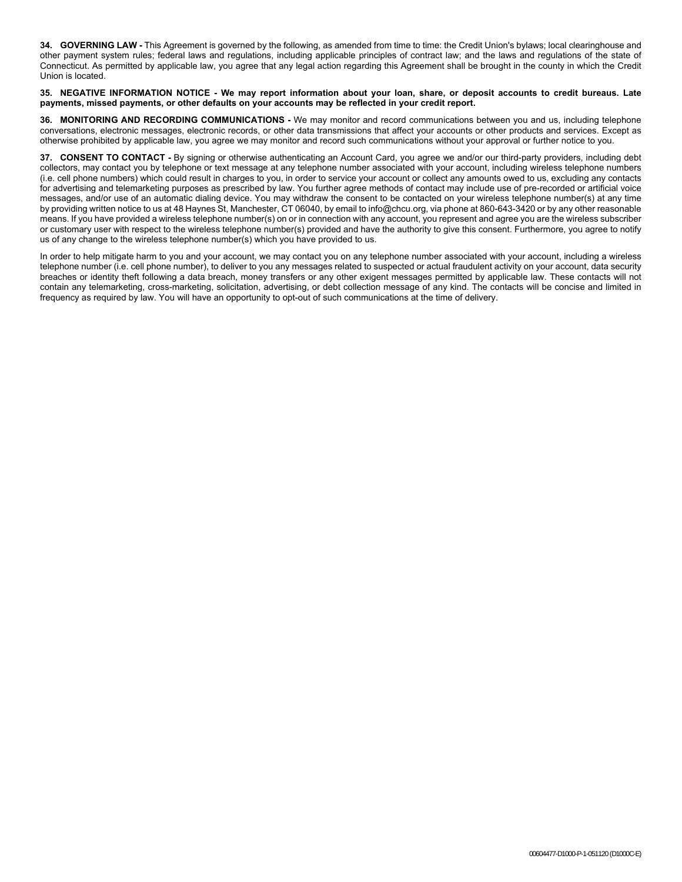**34. GOVERNING LAW -** This Agreement is governed by the following, as amended from time to time: the Credit Union's bylaws; local clearinghouse and other payment system rules; federal laws and regulations, including applicable principles of contract law; and the laws and regulations of the state of Connecticut. As permitted by applicable law, you agree that any legal action regarding this Agreement shall be brought in the county in which the Credit Union is located.

**35. NEGATIVE INFORMATION NOTICE - We may report information about your loan, share, or deposit accounts to credit bureaus. Late payments, missed payments, or other defaults on your accounts may be reflected in your credit report.**

**36. MONITORING AND RECORDING COMMUNICATIONS -** We may monitor and record communications between you and us, including telephone conversations, electronic messages, electronic records, or other data transmissions that affect your accounts or other products and services. Except as otherwise prohibited by applicable law, you agree we may monitor and record such communications without your approval or further notice to you.

**37. CONSENT TO CONTACT -** By signing or otherwise authenticating an Account Card, you agree we and/or our third-party providers, including debt collectors, may contact you by telephone or text message at any telephone number associated with your account, including wireless telephone numbers (i.e. cell phone numbers) which could result in charges to you, in order to service your account or collect any amounts owed to us, excluding any contacts for advertising and telemarketing purposes as prescribed by law. You further agree methods of contact may include use of pre-recorded or artificial voice messages, and/or use of an automatic dialing device. You may withdraw the consent to be contacted on your wireless telephone number(s) at any time by providing written notice to us at 48 Haynes St, Manchester, CT 06040, by email to info@chcu.org, via phone at 860-643-3420 or by any other reasonable means. If you have provided a wireless telephone number(s) on or in connection with any account, you represent and agree you are the wireless subscriber or customary user with respect to the wireless telephone number(s) provided and have the authority to give this consent. Furthermore, you agree to notify us of any change to the wireless telephone number(s) which you have provided to us.

In order to help mitigate harm to you and your account, we may contact you on any telephone number associated with your account, including a wireless telephone number (i.e. cell phone number), to deliver to you any messages related to suspected or actual fraudulent activity on your account, data security breaches or identity theft following a data breach, money transfers or any other exigent messages permitted by applicable law. These contacts will not contain any telemarketing, cross-marketing, solicitation, advertising, or debt collection message of any kind. The contacts will be concise and limited in frequency as required by law. You will have an opportunity to opt-out of such communications at the time of delivery.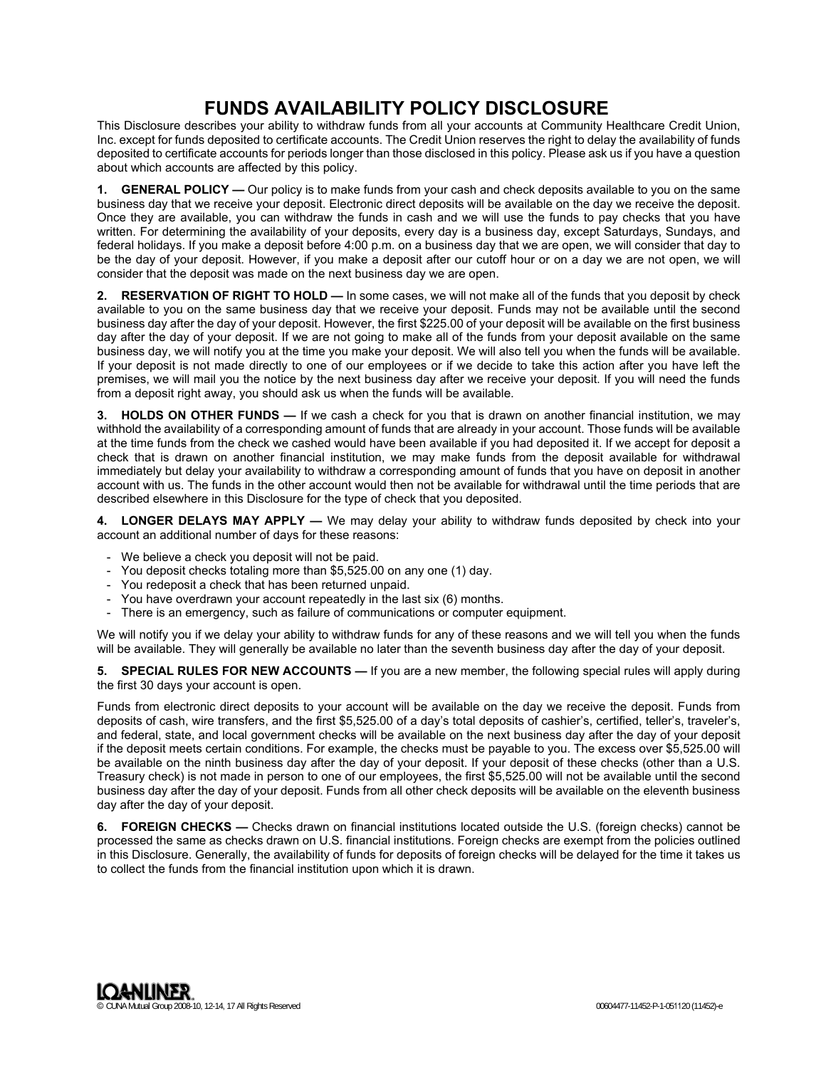# FUNDS AVAILABILITY POLICY DISCLOSURE

This Disclosure describes your ability to withdraw funds from all your accounts at Community Healthcare Credit Union, Inc. except for funds deposited to certificate accounts. The Credit Union reserves the right to delay the availability of funds deposited to certificate accounts for periods longer than those disclosed in this policy. Please ask us if you have a question about which accounts are affected by this policy.

**1. GENERAL POLICY —** Our policy is to make funds from your cash and check deposits available to you on the same business day that we receive your deposit. Electronic direct deposits will be available on the day we receive the deposit. Once they are available, you can withdraw the funds in cash and we will use the funds to pay checks that you have written. For determining the availability of your deposits, every day is a business day, except Saturdays, Sundays, and federal holidays. If you make a deposit before 4:00 p.m. on a business day that we are open, we will consider that day to be the day of your deposit. However, if you make a deposit after our cutoff hour or on a day we are not open, we will consider that the deposit was made on the next business day we are open.

**2. RESERVATION OF RIGHT TO HOLD —** In some cases, we will not make all of the funds that you deposit by check available to you on the same business day that we receive your deposit. Funds may not be available until the second business day after the day of your deposit. However, the first $225.00 of your deposit will be available on the first business day after the day of your deposit. If we are not going to make all of the funds from your deposit available on the same business day, we will notify you at the time you make your deposit. We will also tell you when the funds will be available. If your deposit is not made directly to one of our employees or if we decide to take this action after you have left the premises, we will mail you the notice by the next business day after we receive your deposit. If you will need the funds from a deposit right away, you should ask us when the funds will be available.

**3. HOLDS ON OTHER FUNDS —** If we cash a check for you that is drawn on another financial institution, we may withhold the availability of a corresponding amount of funds that are already in your account. Those funds will be available at the time funds from the check we cashed would have been available if you had deposited it. If we accept for deposit a check that is drawn on another financial institution, we may make funds from the deposit available for withdrawal immediately but delay your availability to withdraw a corresponding amount of funds that you have on deposit in another account with us. The funds in the other account would then not be available for withdrawal until the time periods that are described elsewhere in this Disclosure for the type of check that you deposited.

**4. LONGER DELAYS MAY APPLY —** We may delay your ability to withdraw funds deposited by check into your account an additional number of days for these reasons:

- We believe a check you deposit will not be paid.
- You deposit checks totaling more than $5,525.00 on any one (1) day.
- You redeposit a check that has been returned unpaid.
- You have overdrawn your account repeatedly in the last six (6) months.
- There is an emergency, such as failure of communications or computer equipment.

We will notify you if we delay your ability to withdraw funds for any of these reasons and we will tell you when the funds will be available. They will generally be available no later than the seventh business day after the day of your deposit.

**5. SPECIAL RULES FOR NEW ACCOUNTS —** If you are a new member, the following special rules will apply during the first 30 days your account is open.

Funds from electronic direct deposits to your account will be available on the day we receive the deposit. Funds from deposits of cash, wire transfers, and the first $5,525.00 of a day's total deposits of cashier's, certified, teller's, traveler's, and federal, state, and local government checks will be available on the next business day after the day of your deposit if the deposit meets certain conditions. For example, the checks must be payable to you. The excess over $5,525.00 will be available on the ninth business day after the day of your deposit. If your deposit of these checks (other than a U.S. Treasury check) is not made in person to one of our employees, the first $5,525.00 will not be available until the second business day after the day of your deposit. Funds from all other check deposits will be available on the eleventh business day after the day of your deposit.

**6. FOREIGN CHECKS —** Checks drawn on financial institutions located outside the U.S. (foreign checks) cannot be processed the same as checks drawn on U.S. financial institutions. Foreign checks are exempt from the policies outlined in this Disclosure. Generally, the availability of funds for deposits of foreign checks will be delayed for the time it takes us to collect the funds from the financial institution upon which it is drawn.

LOANLINER.
© CUNA Mutual Group 2008-10, 12-14, 17 All Rights Reserved 00604477-11452-P-1-051120 (11452)-e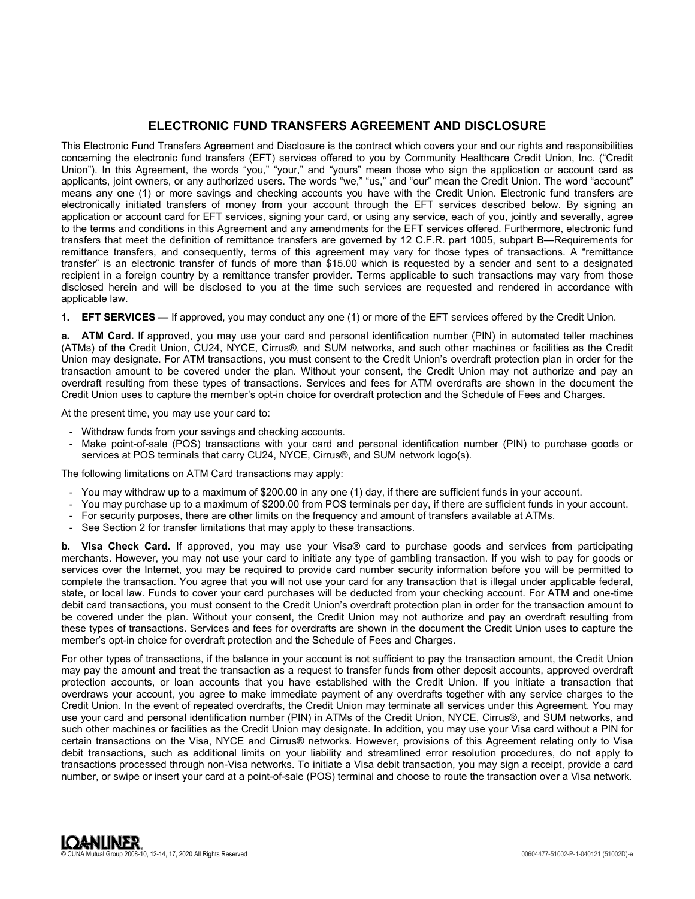# ELECTRONIC FUND TRANSFERS AGREEMENT AND DISCLOSURE

This Electronic Fund Transfers Agreement and Disclosure is the contract which covers your and our rights and responsibilities concerning the electronic fund transfers (EFT) services offered to you by Community Healthcare Credit Union, Inc. ("Credit Union"). In this Agreement, the words "you," "your," and "yours" mean those who sign the application or account card as applicants, joint owners, or any authorized users. The words "we," "us," and "our" mean the Credit Union. The word "account" means any one (1) or more savings and checking accounts you have with the Credit Union. Electronic fund transfers are electronically initiated transfers of money from your account through the EFT services described below. By signing an application or account card for EFT services, signing your card, or using any service, each of you, jointly and severally, agree to the terms and conditions in this Agreement and any amendments for the EFT services offered. Furthermore, electronic fund transfers that meet the definition of remittance transfers are governed by 12 C.F.R. part 1005, subpart B—Requirements for remittance transfers, and consequently, terms of this agreement may vary for those types of transactions. A "remittance transfer" is an electronic transfer of funds of more than $15.00 which is requested by a sender and sent to a designated recipient in a foreign country by a remittance transfer provider. Terms applicable to such transactions may vary from those disclosed herein and will be disclosed to you at the time such services are requested and rendered in accordance with applicable law.

**1. EFT SERVICES —** If approved, you may conduct any one (1) or more of the EFT services offered by the Credit Union.

**a. ATM Card.** If approved, you may use your card and personal identification number (PIN) in automated teller machines (ATMs) of the Credit Union, CU24, NYCE, Cirrus®, and SUM networks, and such other machines or facilities as the Credit Union may designate. For ATM transactions, you must consent to the Credit Union's overdraft protection plan in order for the transaction amount to be covered under the plan. Without your consent, the Credit Union may not authorize and pay an overdraft resulting from these types of transactions. Services and fees for ATM overdrafts are shown in the document the Credit Union uses to capture the member's opt-in choice for overdraft protection and the Schedule of Fees and Charges.

At the present time, you may use your card to:

- Withdraw funds from your savings and checking accounts.
- Make point-of-sale (POS) transactions with your card and personal identification number (PIN) to purchase goods or services at POS terminals that carry CU24, NYCE, Cirrus®, and SUM network logo(s).

The following limitations on ATM Card transactions may apply:

- You may withdraw up to a maximum of $200.00 in any one (1) day, if there are sufficient funds in your account.
- You may purchase up to a maximum of $200.00 from POS terminals per day, if there are sufficient funds in your account.
- For security purposes, there are other limits on the frequency and amount of transfers available at ATMs.
- See Section 2 for transfer limitations that may apply to these transactions.

**b. Visa Check Card.** If approved, you may use your Visa® card to purchase goods and services from participating merchants. However, you may not use your card to initiate any type of gambling transaction. If you wish to pay for goods or services over the Internet, you may be required to provide card number security information before you will be permitted to complete the transaction. You agree that you will not use your card for any transaction that is illegal under applicable federal, state, or local law. Funds to cover your card purchases will be deducted from your checking account. For ATM and one-time debit card transactions, you must consent to the Credit Union's overdraft protection plan in order for the transaction amount to be covered under the plan. Without your consent, the Credit Union may not authorize and pay an overdraft resulting from these types of transactions. Services and fees for overdrafts are shown in the document the Credit Union uses to capture the member's opt-in choice for overdraft protection and the Schedule of Fees and Charges.

For other types of transactions, if the balance in your account is not sufficient to pay the transaction amount, the Credit Union may pay the amount and treat the transaction as a request to transfer funds from other deposit accounts, approved overdraft protection accounts, or loan accounts that you have established with the Credit Union. If you initiate a transaction that overdraws your account, you agree to make immediate payment of any overdrafts together with any service charges to the Credit Union. In the event of repeated overdrafts, the Credit Union may terminate all services under this Agreement. You may use your card and personal identification number (PIN) in ATMs of the Credit Union, NYCE, Cirrus®, and SUM networks, and such other machines or facilities as the Credit Union may designate. In addition, you may use your Visa card without a PIN for certain transactions on the Visa, NYCE and Cirrus® networks. However, provisions of this Agreement relating only to Visa debit transactions, such as additional limits on your liability and streamlined error resolution procedures, do not apply to transactions processed through non-Visa networks. To initiate a Visa debit transaction, you may sign a receipt, provide a card number, or swipe or insert your card at a point-of-sale (POS) terminal and choose to route the transaction over a Visa network.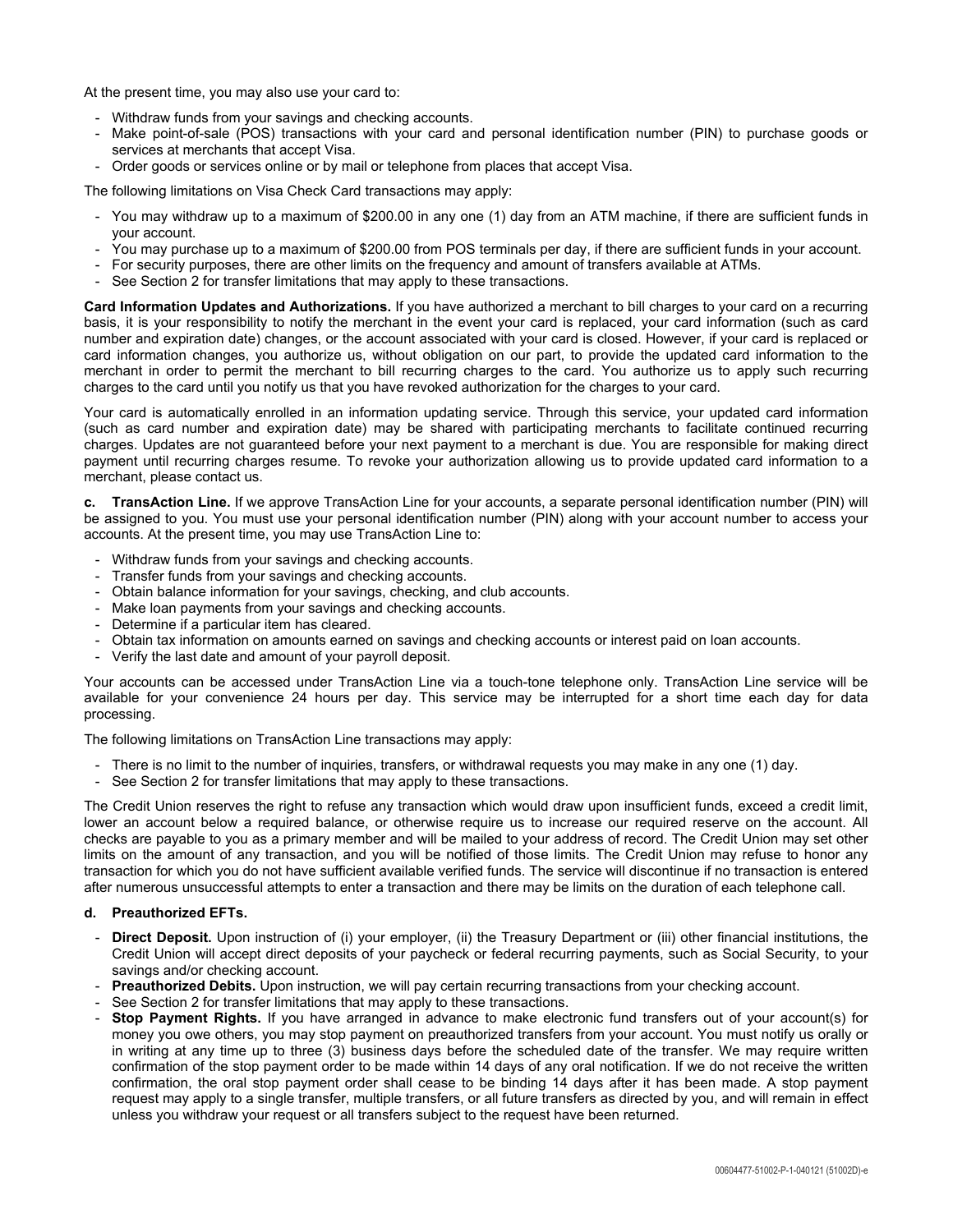At the present time, you may also use your card to:

- Withdraw funds from your savings and checking accounts.
- Make point-of-sale (POS) transactions with your card and personal identification number (PIN) to purchase goods or services at merchants that accept Visa.
- Order goods or services online or by mail or telephone from places that accept Visa.

The following limitations on Visa Check Card transactions may apply:

- You may withdraw up to a maximum of $200.00 in any one (1) day from an ATM machine, if there are sufficient funds in your account.
- You may purchase up to a maximum of $200.00 from POS terminals per day, if there are sufficient funds in your account.
- For security purposes, there are other limits on the frequency and amount of transfers available at ATMs.
- See Section 2 for transfer limitations that may apply to these transactions.

**Card Information Updates and Authorizations.** If you have authorized a merchant to bill charges to your card on a recurring basis, it is your responsibility to notify the merchant in the event your card is replaced, your card information (such as card number and expiration date) changes, or the account associated with your card is closed. However, if your card is replaced or card information changes, you authorize us, without obligation on our part, to provide the updated card information to the merchant in order to permit the merchant to bill recurring charges to the card. You authorize us to apply such recurring charges to the card until you notify us that you have revoked authorization for the charges to your card.

Your card is automatically enrolled in an information updating service. Through this service, your updated card information (such as card number and expiration date) may be shared with participating merchants to facilitate continued recurring charges. Updates are not guaranteed before your next payment to a merchant is due. You are responsible for making direct payment until recurring charges resume. To revoke your authorization allowing us to provide updated card information to a merchant, please contact us.

**c. TransAction Line.** If we approve TransAction Line for your accounts, a separate personal identification number (PIN) will be assigned to you. You must use your personal identification number (PIN) along with your account number to access your accounts. At the present time, you may use TransAction Line to:

- Withdraw funds from your savings and checking accounts.
- Transfer funds from your savings and checking accounts.
- Obtain balance information for your savings, checking, and club accounts.
- Make loan payments from your savings and checking accounts.
- Determine if a particular item has cleared.
- Obtain tax information on amounts earned on savings and checking accounts or interest paid on loan accounts.
- Verify the last date and amount of your payroll deposit.

Your accounts can be accessed under TransAction Line via a touch-tone telephone only. TransAction Line service will be available for your convenience 24 hours per day. This service may be interrupted for a short time each day for data processing.

The following limitations on TransAction Line transactions may apply:

- There is no limit to the number of inquiries, transfers, or withdrawal requests you may make in any one (1) day.
- See Section 2 for transfer limitations that may apply to these transactions.

The Credit Union reserves the right to refuse any transaction which would draw upon insufficient funds, exceed a credit limit, lower an account below a required balance, or otherwise require us to increase our required reserve on the account. All checks are payable to you as a primary member and will be mailed to your address of record. The Credit Union may set other limits on the amount of any transaction, and you will be notified of those limits. The Credit Union may refuse to honor any transaction for which you do not have sufficient available verified funds. The service will discontinue if no transaction is entered after numerous unsuccessful attempts to enter a transaction and there may be limits on the duration of each telephone call.

**d. Preauthorized EFTs.**

- **Direct Deposit.** Upon instruction of (i) your employer, (ii) the Treasury Department or (iii) other financial institutions, the Credit Union will accept direct deposits of your paycheck or federal recurring payments, such as Social Security, to your savings and/or checking account.
- **Preauthorized Debits.** Upon instruction, we will pay certain recurring transactions from your checking account.
- See Section 2 for transfer limitations that may apply to these transactions.
- **Stop Payment Rights.** If you have arranged in advance to make electronic fund transfers out of your account(s) for money you owe others, you may stop payment on preauthorized transfers from your account. You must notify us orally or in writing at any time up to three (3) business days before the scheduled date of the transfer. We may require written confirmation of the stop payment order to be made within 14 days of any oral notification. If we do not receive the written confirmation, the oral stop payment order shall cease to be binding 14 days after it has been made. A stop payment request may apply to a single transfer, multiple transfers, or all future transfers as directed by you, and will remain in effect unless you withdraw your request or all transfers subject to the request have been returned.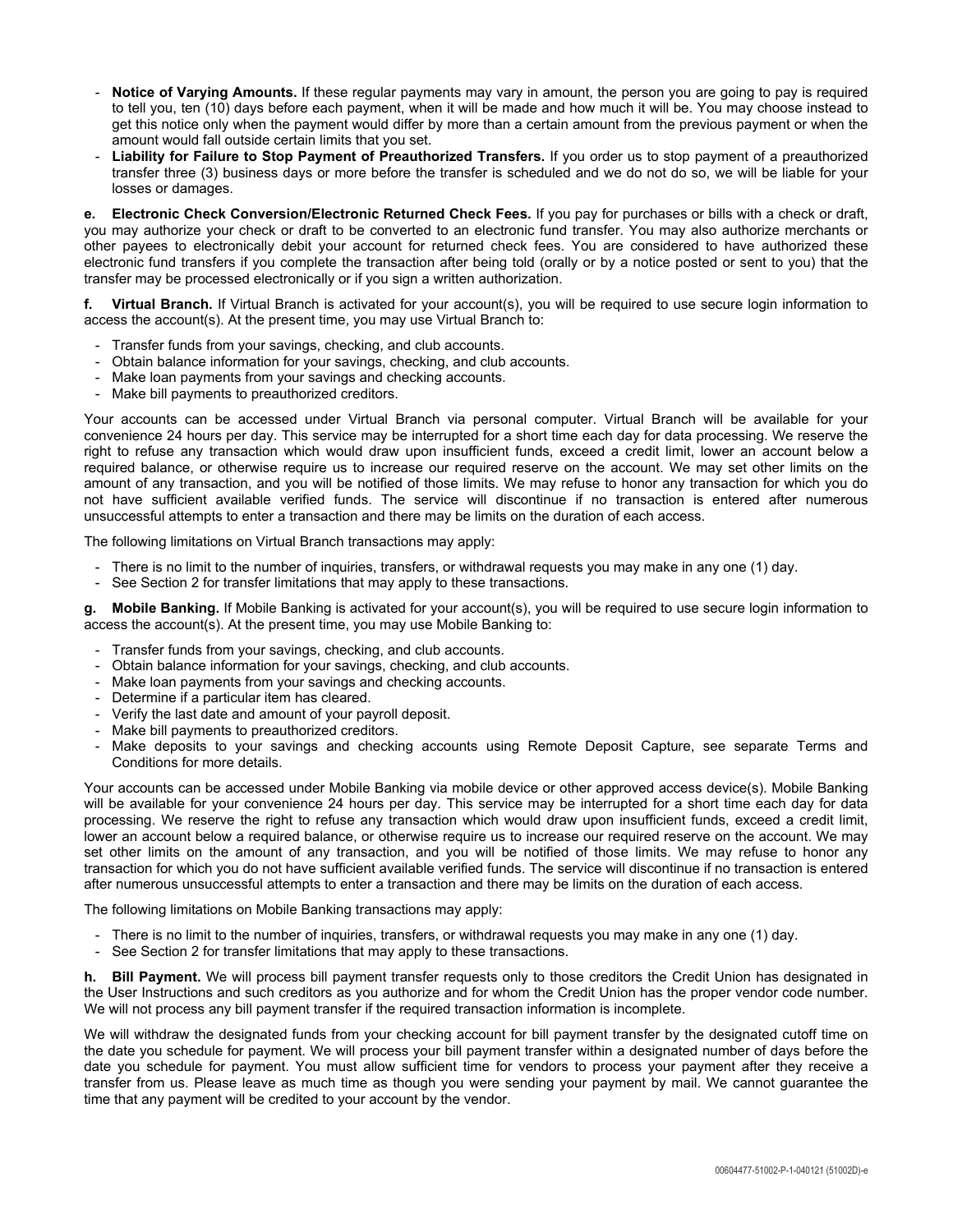- **Notice of Varying Amounts.** If these regular payments may vary in amount, the person you are going to pay is required to tell you, ten (10) days before each payment, when it will be made and how much it will be. You may choose instead to get this notice only when the payment would differ by more than a certain amount from the previous payment or when the amount would fall outside certain limits that you set.
- **Liability for Failure to Stop Payment of Preauthorized Transfers.** If you order us to stop payment of a preauthorized transfer three (3) business days or more before the transfer is scheduled and we do not do so, we will be liable for your losses or damages.

**e. Electronic Check Conversion/Electronic Returned Check Fees.** If you pay for purchases or bills with a check or draft, you may authorize your check or draft to be converted to an electronic fund transfer. You may also authorize merchants or other payees to electronically debit your account for returned check fees. You are considered to have authorized these electronic fund transfers if you complete the transaction after being told (orally or by a notice posted or sent to you) that the transfer may be processed electronically or if you sign a written authorization.

**f. Virtual Branch.** If Virtual Branch is activated for your account(s), you will be required to use secure login information to access the account(s). At the present time, you may use Virtual Branch to:

- Transfer funds from your savings, checking, and club accounts.
- Obtain balance information for your savings, checking, and club accounts.
- Make loan payments from your savings and checking accounts.
- Make bill payments to preauthorized creditors.

Your accounts can be accessed under Virtual Branch via personal computer. Virtual Branch will be available for your convenience 24 hours per day. This service may be interrupted for a short time each day for data processing. We reserve the right to refuse any transaction which would draw upon insufficient funds, exceed a credit limit, lower an account below a required balance, or otherwise require us to increase our required reserve on the account. We may set other limits on the amount of any transaction, and you will be notified of those limits. We may refuse to honor any transaction for which you do not have sufficient available verified funds. The service will discontinue if no transaction is entered after numerous unsuccessful attempts to enter a transaction and there may be limits on the duration of each access.

The following limitations on Virtual Branch transactions may apply:

- There is no limit to the number of inquiries, transfers, or withdrawal requests you may make in any one (1) day.
- See Section 2 for transfer limitations that may apply to these transactions.

**g. Mobile Banking.** If Mobile Banking is activated for your account(s), you will be required to use secure login information to access the account(s). At the present time, you may use Mobile Banking to:

- Transfer funds from your savings, checking, and club accounts.
- Obtain balance information for your savings, checking, and club accounts.
- Make loan payments from your savings and checking accounts.
- Determine if a particular item has cleared.
- Verify the last date and amount of your payroll deposit.
- Make bill payments to preauthorized creditors.
- Make deposits to your savings and checking accounts using Remote Deposit Capture, see separate Terms and Conditions for more details.

Your accounts can be accessed under Mobile Banking via mobile device or other approved access device(s). Mobile Banking will be available for your convenience 24 hours per day. This service may be interrupted for a short time each day for data processing. We reserve the right to refuse any transaction which would draw upon insufficient funds, exceed a credit limit, lower an account below a required balance, or otherwise require us to increase our required reserve on the account. We may set other limits on the amount of any transaction, and you will be notified of those limits. We may refuse to honor any transaction for which you do not have sufficient available verified funds. The service will discontinue if no transaction is entered after numerous unsuccessful attempts to enter a transaction and there may be limits on the duration of each access.

The following limitations on Mobile Banking transactions may apply:

- There is no limit to the number of inquiries, transfers, or withdrawal requests you may make in any one (1) day.
- See Section 2 for transfer limitations that may apply to these transactions.

**h. Bill Payment.** We will process bill payment transfer requests only to those creditors the Credit Union has designated in the User Instructions and such creditors as you authorize and for whom the Credit Union has the proper vendor code number. We will not process any bill payment transfer if the required transaction information is incomplete.

We will withdraw the designated funds from your checking account for bill payment transfer by the designated cutoff time on the date you schedule for payment. We will process your bill payment transfer within a designated number of days before the date you schedule for payment. You must allow sufficient time for vendors to process your payment after they receive a transfer from us. Please leave as much time as though you were sending your payment by mail. We cannot guarantee the time that any payment will be credited to your account by the vendor.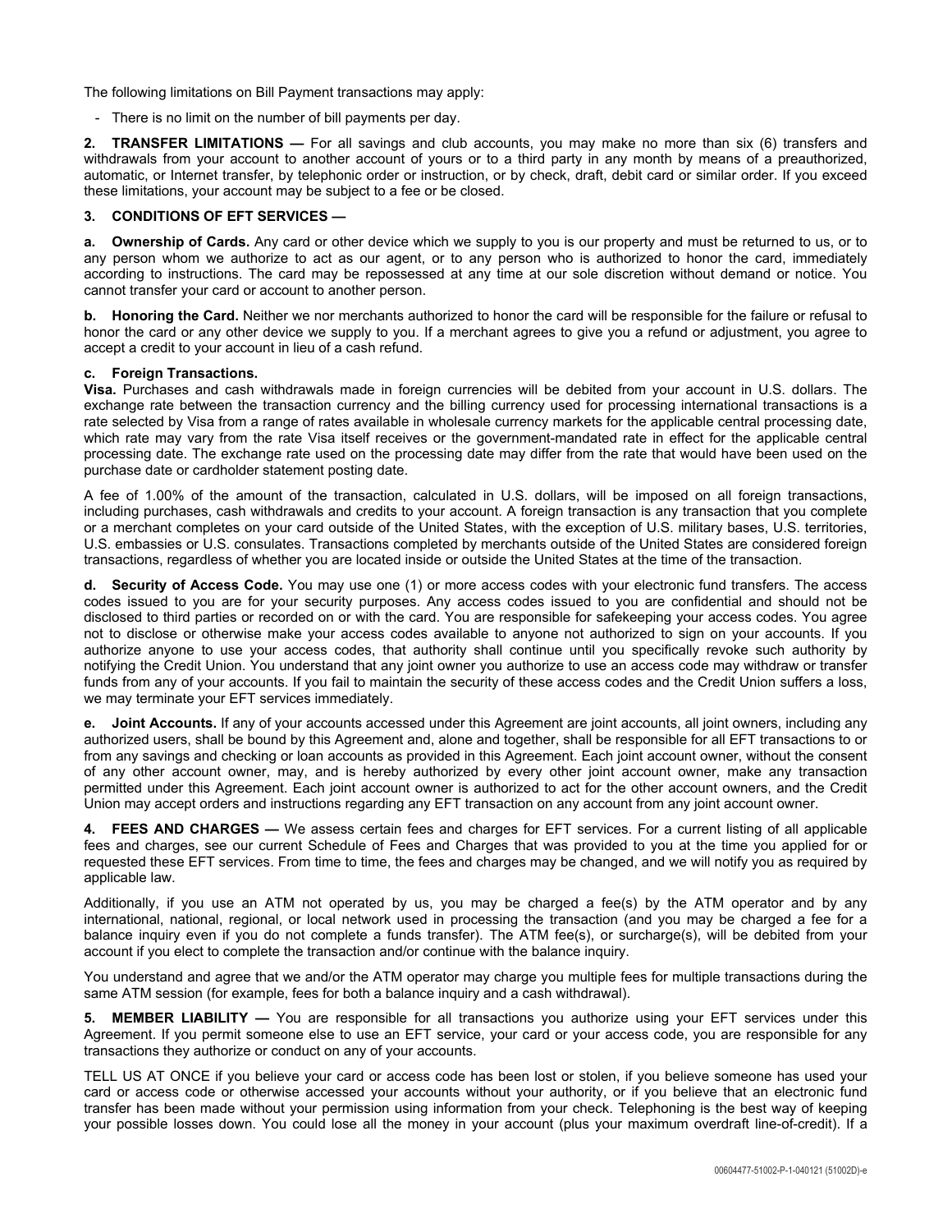The following limitations on Bill Payment transactions may apply:

- There is no limit on the number of bill payments per day.

**2. TRANSFER LIMITATIONS —** For all savings and club accounts, you may make no more than six (6) transfers and withdrawals from your account to another account of yours or to a third party in any month by means of a preauthorized, automatic, or Internet transfer, by telephonic order or instruction, or by check, draft, debit card or similar order. If you exceed these limitations, your account may be subject to a fee or be closed.

**3. CONDITIONS OF EFT SERVICES —**

**a. Ownership of Cards.** Any card or other device which we supply to you is our property and must be returned to us, or to any person whom we authorize to act as our agent, or to any person who is authorized to honor the card, immediately according to instructions. The card may be repossessed at any time at our sole discretion without demand or notice. You cannot transfer your card or account to another person.

**b. Honoring the Card.** Neither we nor merchants authorized to honor the card will be responsible for the failure or refusal to honor the card or any other device we supply to you. If a merchant agrees to give you a refund or adjustment, you agree to accept a credit to your account in lieu of a cash refund.

**c. Foreign Transactions.**

**Visa.** Purchases and cash withdrawals made in foreign currencies will be debited from your account in U.S. dollars. The exchange rate between the transaction currency and the billing currency used for processing international transactions is a rate selected by Visa from a range of rates available in wholesale currency markets for the applicable central processing date, which rate may vary from the rate Visa itself receives or the government-mandated rate in effect for the applicable central processing date. The exchange rate used on the processing date may differ from the rate that would have been used on the purchase date or cardholder statement posting date.

A fee of 1.00% of the amount of the transaction, calculated in U.S. dollars, will be imposed on all foreign transactions, including purchases, cash withdrawals and credits to your account. A foreign transaction is any transaction that you complete or a merchant completes on your card outside of the United States, with the exception of U.S. military bases, U.S. territories, U.S. embassies or U.S. consulates. Transactions completed by merchants outside of the United States are considered foreign transactions, regardless of whether you are located inside or outside the United States at the time of the transaction.

**d. Security of Access Code.** You may use one (1) or more access codes with your electronic fund transfers. The access codes issued to you are for your security purposes. Any access codes issued to you are confidential and should not be disclosed to third parties or recorded on or with the card. You are responsible for safekeeping your access codes. You agree not to disclose or otherwise make your access codes available to anyone not authorized to sign on your accounts. If you authorize anyone to use your access codes, that authority shall continue until you specifically revoke such authority by notifying the Credit Union. You understand that any joint owner you authorize to use an access code may withdraw or transfer funds from any of your accounts. If you fail to maintain the security of these access codes and the Credit Union suffers a loss, we may terminate your EFT services immediately.

**e. Joint Accounts.** If any of your accounts accessed under this Agreement are joint accounts, all joint owners, including any authorized users, shall be bound by this Agreement and, alone and together, shall be responsible for all EFT transactions to or from any savings and checking or loan accounts as provided in this Agreement. Each joint account owner, without the consent of any other account owner, may, and is hereby authorized by every other joint account owner, make any transaction permitted under this Agreement. Each joint account owner is authorized to act for the other account owners, and the Credit Union may accept orders and instructions regarding any EFT transaction on any account from any joint account owner.

**4. FEES AND CHARGES —** We assess certain fees and charges for EFT services. For a current listing of all applicable fees and charges, see our current Schedule of Fees and Charges that was provided to you at the time you applied for or requested these EFT services. From time to time, the fees and charges may be changed, and we will notify you as required by applicable law.

Additionally, if you use an ATM not operated by us, you may be charged a fee(s) by the ATM operator and by any international, national, regional, or local network used in processing the transaction (and you may be charged a fee for a balance inquiry even if you do not complete a funds transfer). The ATM fee(s), or surcharge(s), will be debited from your account if you elect to complete the transaction and/or continue with the balance inquiry.

You understand and agree that we and/or the ATM operator may charge you multiple fees for multiple transactions during the same ATM session (for example, fees for both a balance inquiry and a cash withdrawal).

**5. MEMBER LIABILITY —** You are responsible for all transactions you authorize using your EFT services under this Agreement. If you permit someone else to use an EFT service, your card or your access code, you are responsible for any transactions they authorize or conduct on any of your accounts.

TELL US AT ONCE if you believe your card or access code has been lost or stolen, if you believe someone has used your card or access code or otherwise accessed your accounts without your authority, or if you believe that an electronic fund transfer has been made without your permission using information from your check. Telephoning is the best way of keeping your possible losses down. You could lose all the money in your account (plus your maximum overdraft line-of-credit). If a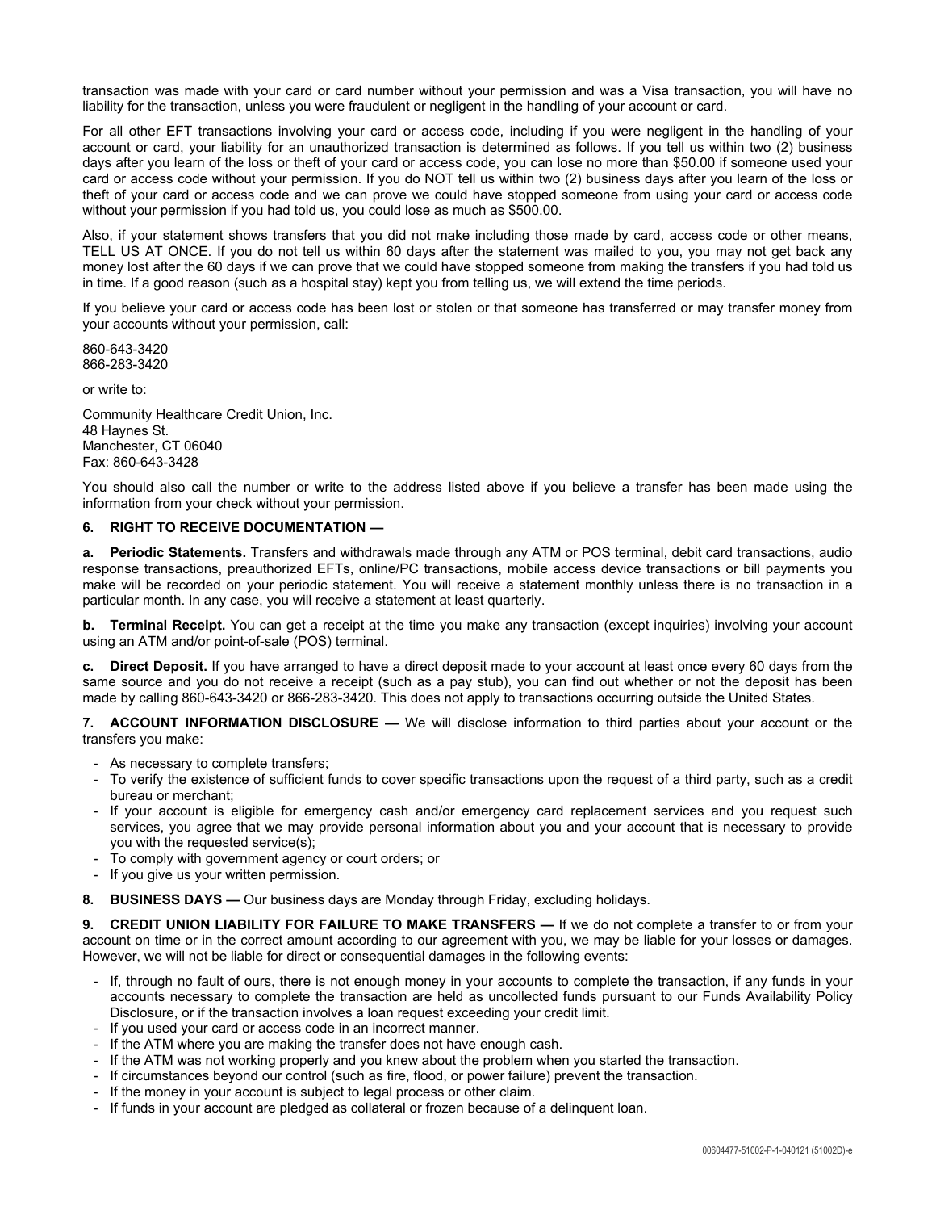transaction was made with your card or card number without your permission and was a Visa transaction, you will have no liability for the transaction, unless you were fraudulent or negligent in the handling of your account or card.

For all other EFT transactions involving your card or access code, including if you were negligent in the handling of your account or card, your liability for an unauthorized transaction is determined as follows. If you tell us within two (2) business days after you learn of the loss or theft of your card or access code, you can lose no more than $50.00 if someone used your card or access code without your permission. If you do NOT tell us within two (2) business days after you learn of the loss or theft of your card or access code and we can prove we could have stopped someone from using your card or access code without your permission if you had told us, you could lose as much as $500.00.

Also, if your statement shows transfers that you did not make including those made by card, access code or other means, TELL US AT ONCE. If you do not tell us within 60 days after the statement was mailed to you, you may not get back any money lost after the 60 days if we can prove that we could have stopped someone from making the transfers if you had told us in time. If a good reason (such as a hospital stay) kept you from telling us, we will extend the time periods.

If you believe your card or access code has been lost or stolen or that someone has transferred or may transfer money from your accounts without your permission, call:

860-643-3420
866-283-3420

or write to:

Community Healthcare Credit Union, Inc.
48 Haynes St.
Manchester, CT 06040
Fax: 860-643-3428

You should also call the number or write to the address listed above if you believe a transfer has been made using the information from your check without your permission.

**6. RIGHT TO RECEIVE DOCUMENTATION —**

**a. Periodic Statements.** Transfers and withdrawals made through any ATM or POS terminal, debit card transactions, audio response transactions, preauthorized EFTs, online/PC transactions, mobile access device transactions or bill payments you make will be recorded on your periodic statement. You will receive a statement monthly unless there is no transaction in a particular month. In any case, you will receive a statement at least quarterly.

**b. Terminal Receipt.** You can get a receipt at the time you make any transaction (except inquiries) involving your account using an ATM and/or point-of-sale (POS) terminal.

**c. Direct Deposit.** If you have arranged to have a direct deposit made to your account at least once every 60 days from the same source and you do not receive a receipt (such as a pay stub), you can find out whether or not the deposit has been made by calling 860-643-3420 or 866-283-3420. This does not apply to transactions occurring outside the United States.

**7. ACCOUNT INFORMATION DISCLOSURE —** We will disclose information to third parties about your account or the transfers you make:

- As necessary to complete transfers;
- To verify the existence of sufficient funds to cover specific transactions upon the request of a third party, such as a credit bureau or merchant;
- If your account is eligible for emergency cash and/or emergency card replacement services and you request such services, you agree that we may provide personal information about you and your account that is necessary to provide you with the requested service(s);
- To comply with government agency or court orders; or
- If you give us your written permission.

**8. BUSINESS DAYS —** Our business days are Monday through Friday, excluding holidays.

**9. CREDIT UNION LIABILITY FOR FAILURE TO MAKE TRANSFERS —** If we do not complete a transfer to or from your account on time or in the correct amount according to our agreement with you, we may be liable for your losses or damages. However, we will not be liable for direct or consequential damages in the following events:

- If, through no fault of ours, there is not enough money in your accounts to complete the transaction, if any funds in your accounts necessary to complete the transaction are held as uncollected funds pursuant to our Funds Availability Policy Disclosure, or if the transaction involves a loan request exceeding your credit limit.
- If you used your card or access code in an incorrect manner.
- If the ATM where you are making the transfer does not have enough cash.
- If the ATM was not working properly and you knew about the problem when you started the transaction.
- If circumstances beyond our control (such as fire, flood, or power failure) prevent the transaction.
- If the money in your account is subject to legal process or other claim.
- If funds in your account are pledged as collateral or frozen because of a delinquent loan.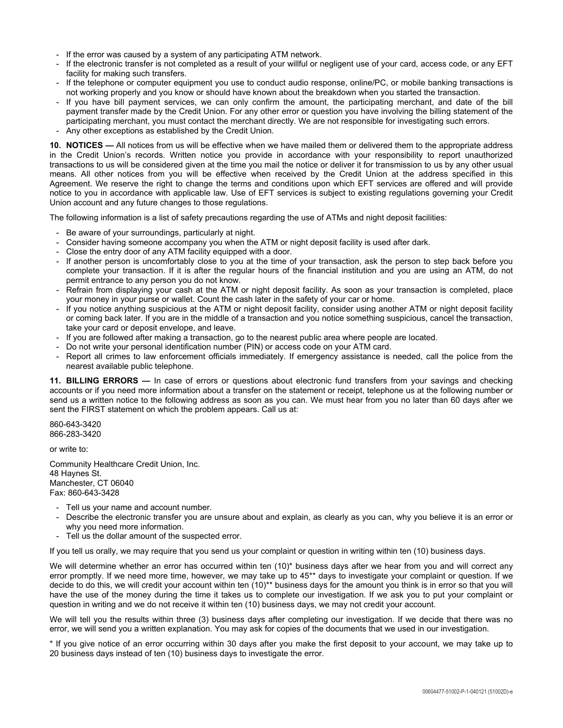- If the error was caused by a system of any participating ATM network.
- If the electronic transfer is not completed as a result of your willful or negligent use of your card, access code, or any EFT facility for making such transfers.
- If the telephone or computer equipment you use to conduct audio response, online/PC, or mobile banking transactions is not working properly and you know or should have known about the breakdown when you started the transaction.
- If you have bill payment services, we can only confirm the amount, the participating merchant, and date of the bill payment transfer made by the Credit Union. For any other error or question you have involving the billing statement of the participating merchant, you must contact the merchant directly. We are not responsible for investigating such errors.
- Any other exceptions as established by the Credit Union.

**10. NOTICES —** All notices from us will be effective when we have mailed them or delivered them to the appropriate address in the Credit Union's records. Written notice you provide in accordance with your responsibility to report unauthorized transactions to us will be considered given at the time you mail the notice or deliver it for transmission to us by any other usual means. All other notices from you will be effective when received by the Credit Union at the address specified in this Agreement. We reserve the right to change the terms and conditions upon which EFT services are offered and will provide notice to you in accordance with applicable law. Use of EFT services is subject to existing regulations governing your Credit Union account and any future changes to those regulations.

The following information is a list of safety precautions regarding the use of ATMs and night deposit facilities:

- Be aware of your surroundings, particularly at night.
- Consider having someone accompany you when the ATM or night deposit facility is used after dark.
- Close the entry door of any ATM facility equipped with a door.
- If another person is uncomfortably close to you at the time of your transaction, ask the person to step back before you complete your transaction. If it is after the regular hours of the financial institution and you are using an ATM, do not permit entrance to any person you do not know.
- Refrain from displaying your cash at the ATM or night deposit facility. As soon as your transaction is completed, place your money in your purse or wallet. Count the cash later in the safety of your car or home.
- If you notice anything suspicious at the ATM or night deposit facility, consider using another ATM or night deposit facility or coming back later. If you are in the middle of a transaction and you notice something suspicious, cancel the transaction, take your card or deposit envelope, and leave.
- If you are followed after making a transaction, go to the nearest public area where people are located.
- Do not write your personal identification number (PIN) or access code on your ATM card.
- Report all crimes to law enforcement officials immediately. If emergency assistance is needed, call the police from the nearest available public telephone.

**11. BILLING ERRORS —** In case of errors or questions about electronic fund transfers from your savings and checking accounts or if you need more information about a transfer on the statement or receipt, telephone us at the following number or send us a written notice to the following address as soon as you can. We must hear from you no later than 60 days after we sent the FIRST statement on which the problem appears. Call us at:

860-643-3420
866-283-3420

or write to:

Community Healthcare Credit Union, Inc.
48 Haynes St.
Manchester, CT 06040
Fax: 860-643-3428

- Tell us your name and account number.
- Describe the electronic transfer you are unsure about and explain, as clearly as you can, why you believe it is an error or why you need more information.
- Tell us the dollar amount of the suspected error.

If you tell us orally, we may require that you send us your complaint or question in writing within ten (10) business days.

We will determine whether an error has occurred within ten (10)* business days after we hear from you and will correct any error promptly. If we need more time, however, we may take up to 45** days to investigate your complaint or question. If we decide to do this, we will credit your account within ten (10)** business days for the amount you think is in error so that you will have the use of the money during the time it takes us to complete our investigation. If we ask you to put your complaint or question in writing and we do not receive it within ten (10) business days, we may not credit your account.

We will tell you the results within three (3) business days after completing our investigation. If we decide that there was no error, we will send you a written explanation. You may ask for copies of the documents that we used in our investigation.

* If you give notice of an error occurring within 30 days after you make the first deposit to your account, we may take up to 20 business days instead of ten (10) business days to investigate the error.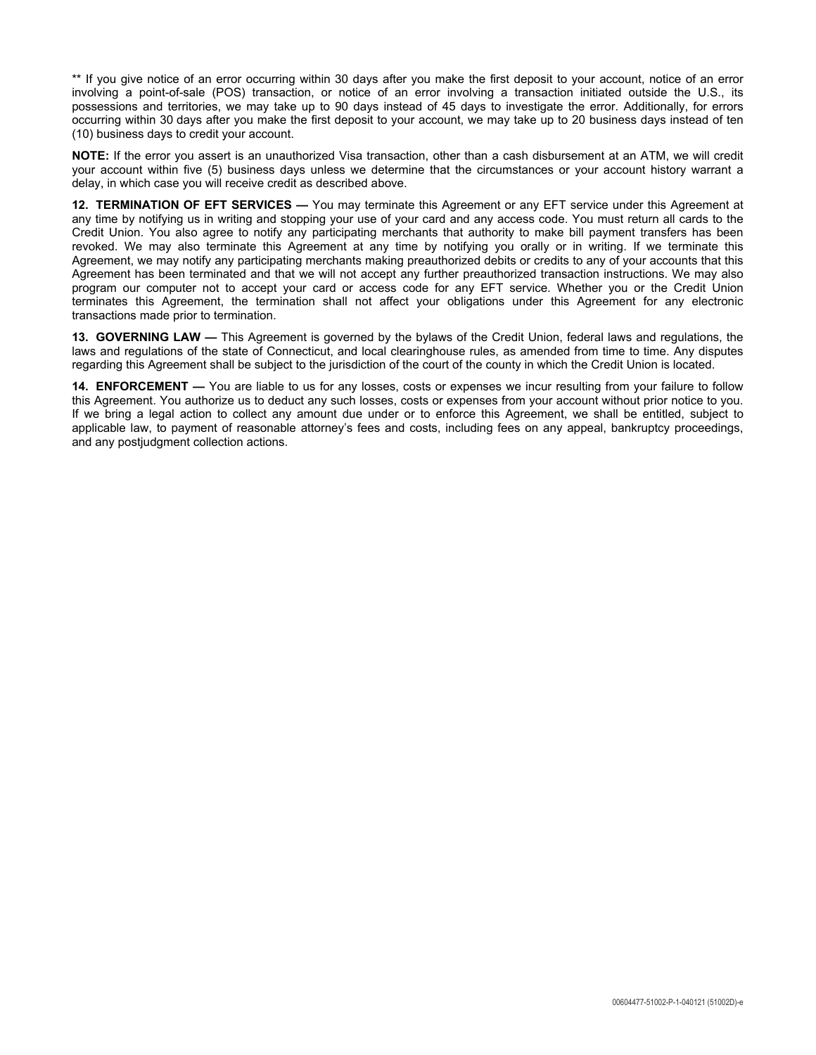** If you give notice of an error occurring within 30 days after you make the first deposit to your account, notice of an error involving a point-of-sale (POS) transaction, or notice of an error involving a transaction initiated outside the U.S., its possessions and territories, we may take up to 90 days instead of 45 days to investigate the error. Additionally, for errors occurring within 30 days after you make the first deposit to your account, we may take up to 20 business days instead of ten (10) business days to credit your account.

**NOTE:** If the error you assert is an unauthorized Visa transaction, other than a cash disbursement at an ATM, we will credit your account within five (5) business days unless we determine that the circumstances or your account history warrant a delay, in which case you will receive credit as described above.

**12. TERMINATION OF EFT SERVICES —** You may terminate this Agreement or any EFT service under this Agreement at any time by notifying us in writing and stopping your use of your card and any access code. You must return all cards to the Credit Union. You also agree to notify any participating merchants that authority to make bill payment transfers has been revoked. We may also terminate this Agreement at any time by notifying you orally or in writing. If we terminate this Agreement, we may notify any participating merchants making preauthorized debits or credits to any of your accounts that this Agreement has been terminated and that we will not accept any further preauthorized transaction instructions. We may also program our computer not to accept your card or access code for any EFT service. Whether you or the Credit Union terminates this Agreement, the termination shall not affect your obligations under this Agreement for any electronic transactions made prior to termination.

**13. GOVERNING LAW —** This Agreement is governed by the bylaws of the Credit Union, federal laws and regulations, the laws and regulations of the state of Connecticut, and local clearinghouse rules, as amended from time to time. Any disputes regarding this Agreement shall be subject to the jurisdiction of the court of the county in which the Credit Union is located.

**14. ENFORCEMENT —** You are liable to us for any losses, costs or expenses we incur resulting from your failure to follow this Agreement. You authorize us to deduct any such losses, costs or expenses from your account without prior notice to you. If we bring a legal action to collect any amount due under or to enforce this Agreement, we shall be entitled, subject to applicable law, to payment of reasonable attorney's fees and costs, including fees on any appeal, bankruptcy proceedings, and any postjudgment collection actions.

00604477-51002-P-1-040121 (51002D)-e